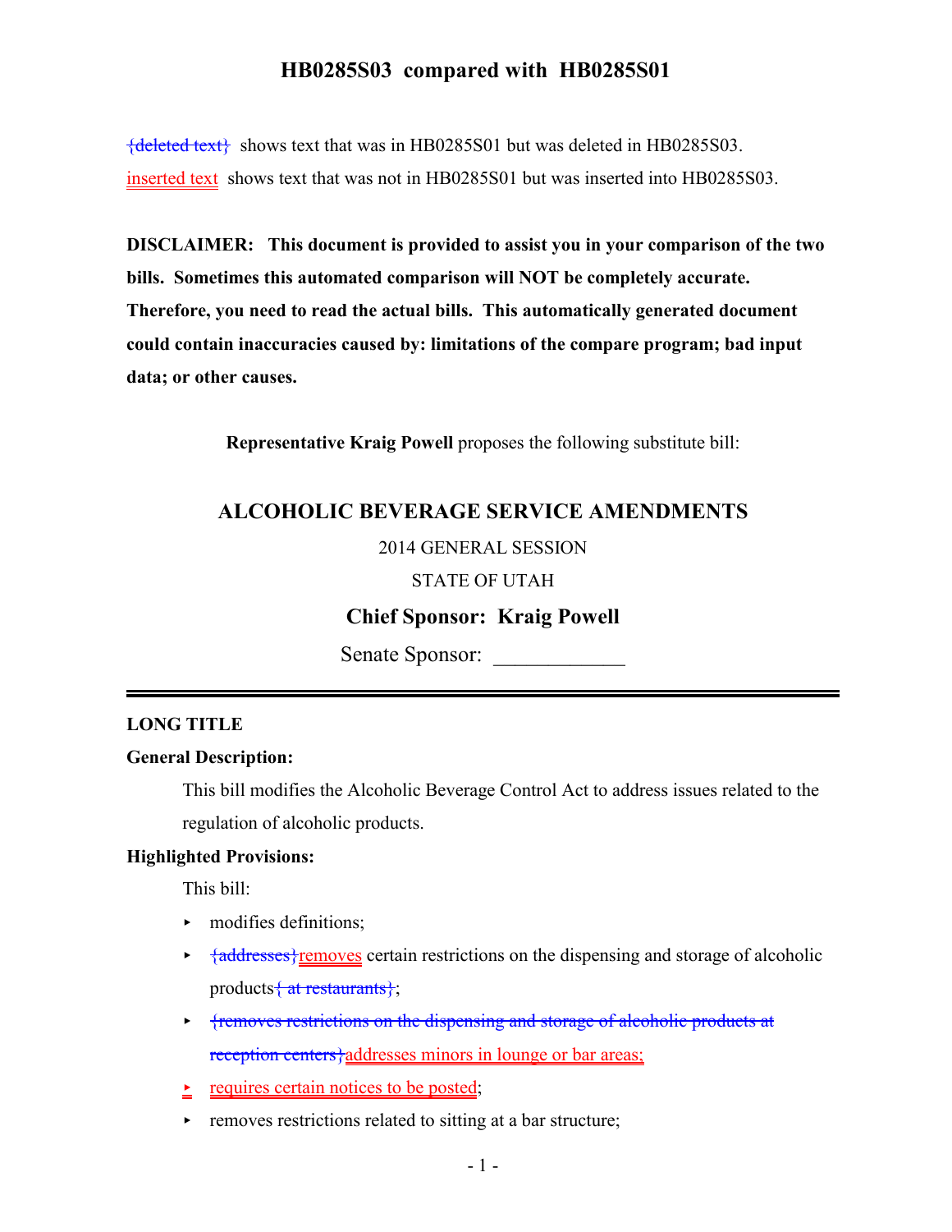# HB0285S03 compared with HB0285S01

{deleted text} shows text that was in HB0285S01 but was deleted in HB0285S03.

inserted text shows text that was not in HB0285S01 but was inserted into HB0285S03.

**DISCLAIMER: This document is provided to assist you in your comparison of the two bills. Sometimes this automated comparison will NOT be completely accurate. Therefore, you need to read the actual bills. This automatically generated document could contain inaccuracies caused by: limitations of the compare program; bad input data; or other causes.**

**Representative Kraig Powell** proposes the following substitute bill:

## ALCOHOLIC BEVERAGE SERVICE AMENDMENTS

2014 GENERAL SESSION

STATE OF UTAH

**Chief Sponsor: Kraig Powell**

Senate Sponsor: ____________

### LONG TITLE

**General Description:**

This bill modifies the Alcoholic Beverage Control Act to address issues related to the regulation of alcoholic products.

**Highlighted Provisions:**

This bill:

- modifies definitions;
- {addresses}removes certain restrictions on the dispensing and storage of alcoholic products{ at restaurants};
- {removes restrictions on the dispensing and storage of alcoholic products at reception centers}addresses minors in lounge or bar areas;
- requires certain notices to be posted;
- removes restrictions related to sitting at a bar structure;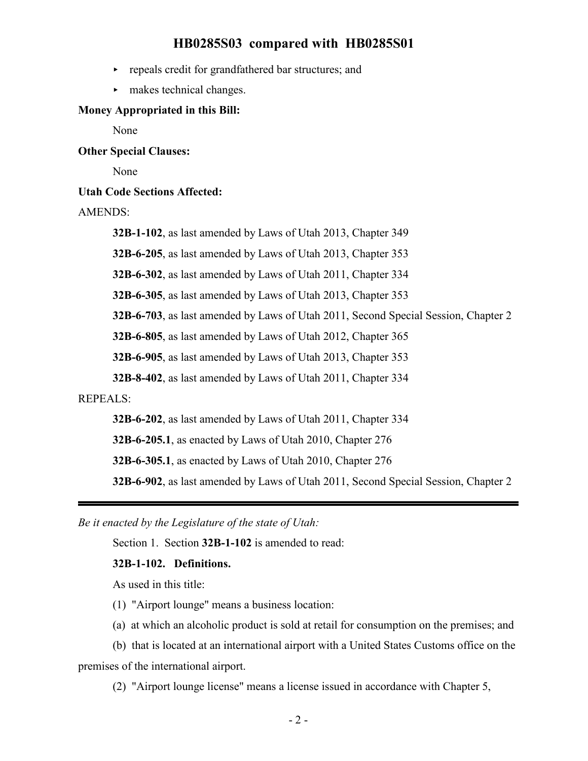- repeals credit for grandfathered bar structures; and
- makes technical changes.

**Money Appropriated in this Bill:**

None

**Other Special Clauses:**

None

**Utah Code Sections Affected:**

AMENDS:

**32B-1-102**, as last amended by Laws of Utah 2013, Chapter 349

**32B-6-205**, as last amended by Laws of Utah 2013, Chapter 353

**32B-6-302**, as last amended by Laws of Utah 2011, Chapter 334

**32B-6-305**, as last amended by Laws of Utah 2013, Chapter 353

**32B-6-703**, as last amended by Laws of Utah 2011, Second Special Session, Chapter 2

**32B-6-805**, as last amended by Laws of Utah 2012, Chapter 365

**32B-6-905**, as last amended by Laws of Utah 2013, Chapter 353

**32B-8-402**, as last amended by Laws of Utah 2011, Chapter 334

REPEALS:

**32B-6-202**, as last amended by Laws of Utah 2011, Chapter 334

**32B-6-205.1**, as enacted by Laws of Utah 2010, Chapter 276

**32B-6-305.1**, as enacted by Laws of Utah 2010, Chapter 276

**32B-6-902**, as last amended by Laws of Utah 2011, Second Special Session, Chapter 2

---

*Be it enacted by the Legislature of the state of Utah:*

Section 1. Section **32B-1-102** is amended to read:

**32B-1-102. Definitions.**

As used in this title:

(1) "Airport lounge" means a business location:

(a) at which an alcoholic product is sold at retail for consumption on the premises; and

(b) that is located at an international airport with a United States Customs office on the premises of the international airport.

(2) "Airport lounge license" means a license issued in accordance with Chapter 5,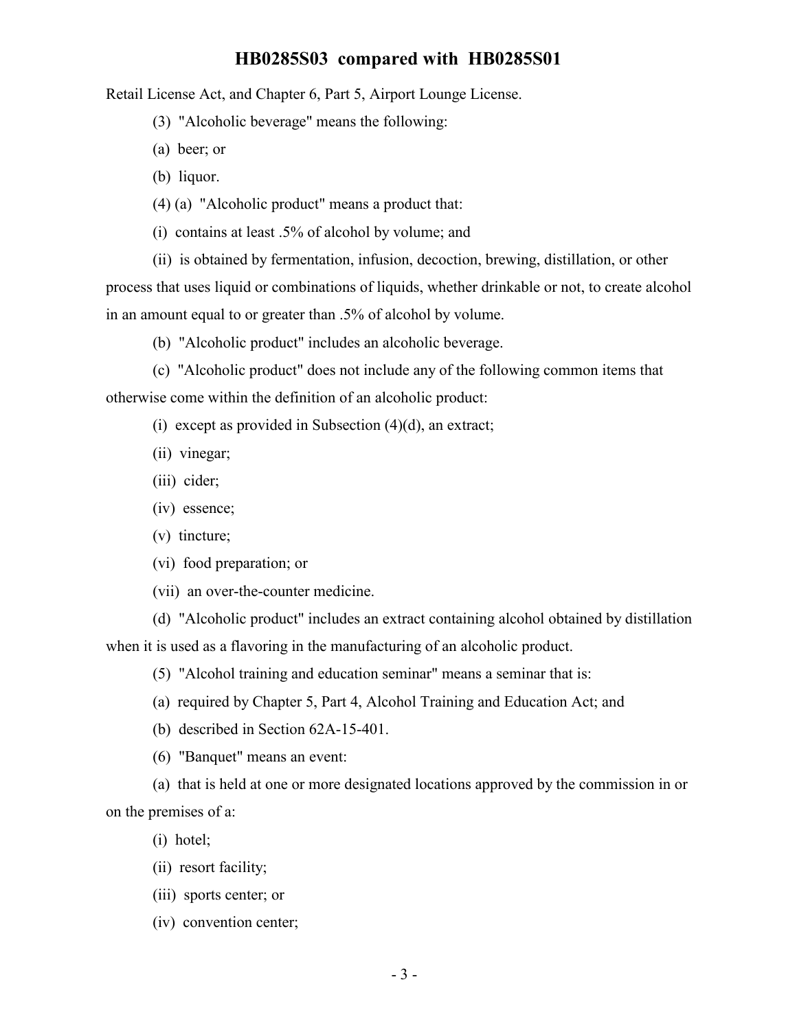Retail License Act, and Chapter 6, Part 5, Airport Lounge License.

(3) "Alcoholic beverage" means the following:

(a) beer; or

(b) liquor.

(4) (a) "Alcoholic product" means a product that:

(i) contains at least .5% of alcohol by volume; and

(ii) is obtained by fermentation, infusion, decoction, brewing, distillation, or other process that uses liquid or combinations of liquids, whether drinkable or not, to create alcohol in an amount equal to or greater than .5% of alcohol by volume.

(b) "Alcoholic product" includes an alcoholic beverage.

(c) "Alcoholic product" does not include any of the following common items that otherwise come within the definition of an alcoholic product:

(i) except as provided in Subsection (4)(d), an extract;

(ii) vinegar;

(iii) cider;

(iv) essence;

(v) tincture;

(vi) food preparation; or

(vii) an over-the-counter medicine.

(d) "Alcoholic product" includes an extract containing alcohol obtained by distillation when it is used as a flavoring in the manufacturing of an alcoholic product.

(5) "Alcohol training and education seminar" means a seminar that is:

(a) required by Chapter 5, Part 4, Alcohol Training and Education Act; and

(b) described in Section 62A-15-401.

(6) "Banquet" means an event:

(a) that is held at one or more designated locations approved by the commission in or on the premises of a:

(i) hotel;

(ii) resort facility;

(iii) sports center; or

(iv) convention center;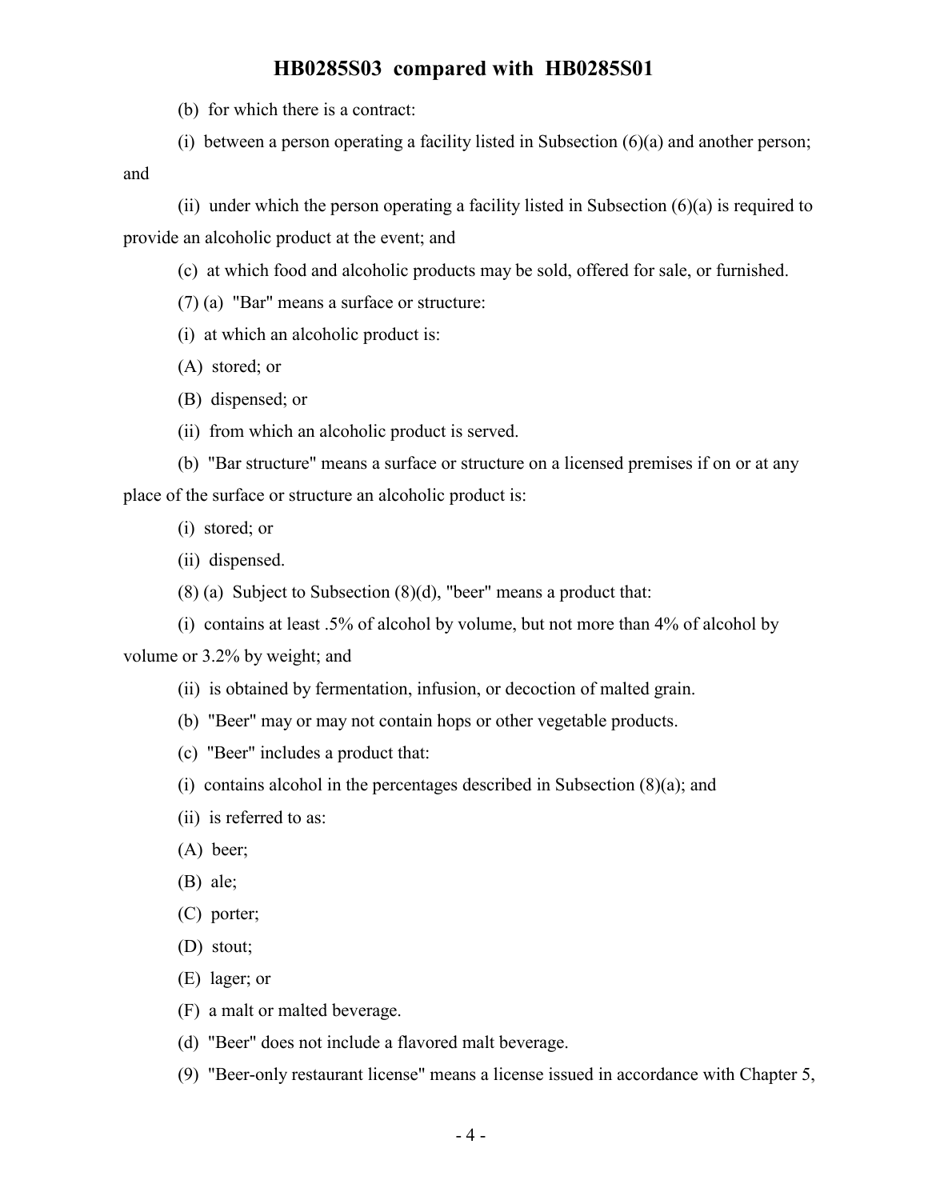(b) for which there is a contract:

(i) between a person operating a facility listed in Subsection (6)(a) and another person; and

(ii) under which the person operating a facility listed in Subsection (6)(a) is required to provide an alcoholic product at the event; and

(c) at which food and alcoholic products may be sold, offered for sale, or furnished.

(7) (a) "Bar" means a surface or structure:

(i) at which an alcoholic product is:

(A) stored; or

(B) dispensed; or

(ii) from which an alcoholic product is served.

(b) "Bar structure" means a surface or structure on a licensed premises if on or at any place of the surface or structure an alcoholic product is:

(i) stored; or

(ii) dispensed.

(8) (a) Subject to Subsection (8)(d), "beer" means a product that:

(i) contains at least .5% of alcohol by volume, but not more than 4% of alcohol by volume or 3.2% by weight; and

(ii) is obtained by fermentation, infusion, or decoction of malted grain.

(b) "Beer" may or may not contain hops or other vegetable products.

(c) "Beer" includes a product that:

(i) contains alcohol in the percentages described in Subsection (8)(a); and

(ii) is referred to as:

(A) beer;

(B) ale;

(C) porter;

(D) stout;

(E) lager; or

(F) a malt or malted beverage.

(d) "Beer" does not include a flavored malt beverage.

(9) "Beer-only restaurant license" means a license issued in accordance with Chapter 5,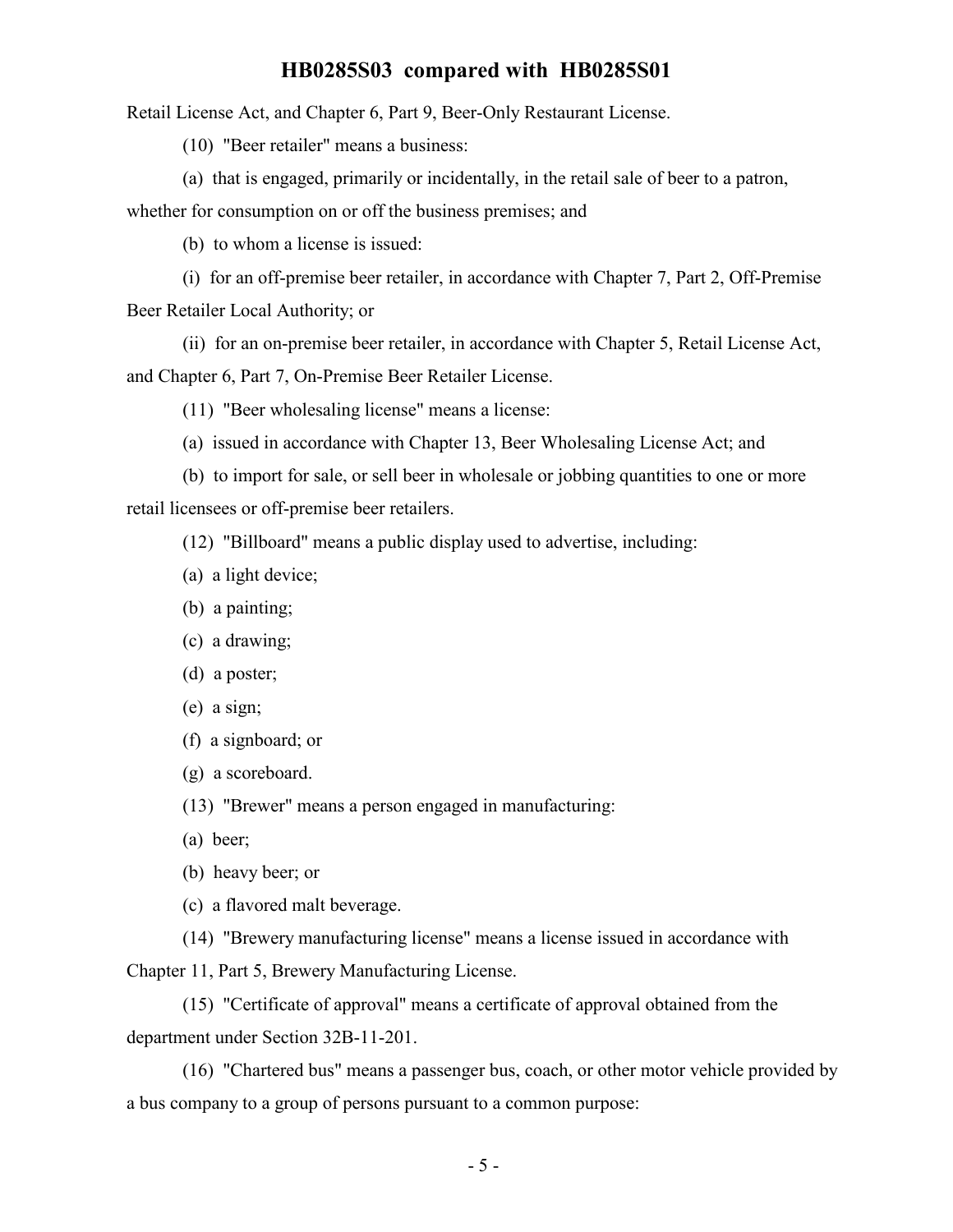Retail License Act, and Chapter 6, Part 9, Beer-Only Restaurant License.

(10) "Beer retailer" means a business:

(a) that is engaged, primarily or incidentally, in the retail sale of beer to a patron, whether for consumption on or off the business premises; and

(b) to whom a license is issued:

(i) for an off-premise beer retailer, in accordance with Chapter 7, Part 2, Off-Premise Beer Retailer Local Authority; or

(ii) for an on-premise beer retailer, in accordance with Chapter 5, Retail License Act, and Chapter 6, Part 7, On-Premise Beer Retailer License.

(11) "Beer wholesaling license" means a license:

(a) issued in accordance with Chapter 13, Beer Wholesaling License Act; and

(b) to import for sale, or sell beer in wholesale or jobbing quantities to one or more retail licensees or off-premise beer retailers.

(12) "Billboard" means a public display used to advertise, including:

(a) a light device;

(b) a painting;

(c) a drawing;

(d) a poster;

(e) a sign;

(f) a signboard; or

(g) a scoreboard.

(13) "Brewer" means a person engaged in manufacturing:

(a) beer;

(b) heavy beer; or

(c) a flavored malt beverage.

(14) "Brewery manufacturing license" means a license issued in accordance with Chapter 11, Part 5, Brewery Manufacturing License.

(15) "Certificate of approval" means a certificate of approval obtained from the department under Section 32B-11-201.

(16) "Chartered bus" means a passenger bus, coach, or other motor vehicle provided by a bus company to a group of persons pursuant to a common purpose: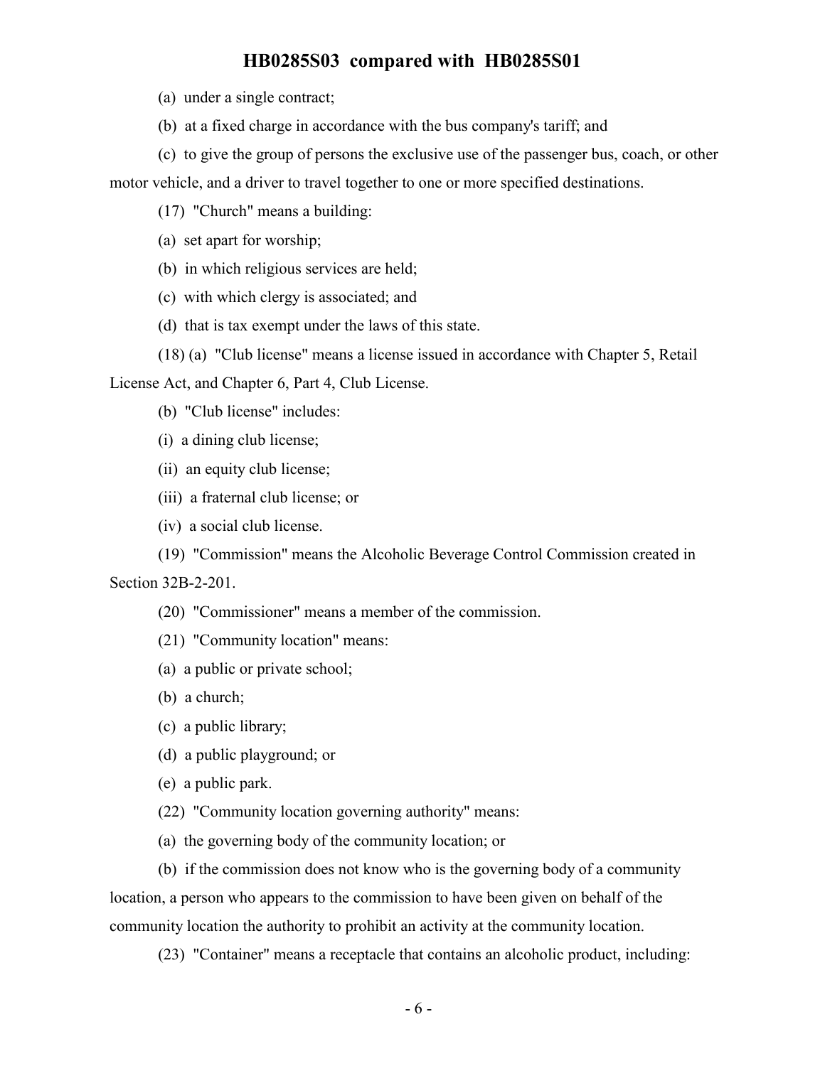(a) under a single contract;

(b) at a fixed charge in accordance with the bus company's tariff; and

(c) to give the group of persons the exclusive use of the passenger bus, coach, or other motor vehicle, and a driver to travel together to one or more specified destinations.

(17) "Church" means a building:

(a) set apart for worship;

(b) in which religious services are held;

(c) with which clergy is associated; and

(d) that is tax exempt under the laws of this state.

(18) (a) "Club license" means a license issued in accordance with Chapter 5, Retail License Act, and Chapter 6, Part 4, Club License.

(b) "Club license" includes:

(i) a dining club license;

(ii) an equity club license;

(iii) a fraternal club license; or

(iv) a social club license.

(19) "Commission" means the Alcoholic Beverage Control Commission created in Section 32B-2-201.

(20) "Commissioner" means a member of the commission.

(21) "Community location" means:

(a) a public or private school;

(b) a church;

(c) a public library;

(d) a public playground; or

(e) a public park.

(22) "Community location governing authority" means:

(a) the governing body of the community location; or

(b) if the commission does not know who is the governing body of a community location, a person who appears to the commission to have been given on behalf of the community location the authority to prohibit an activity at the community location.

(23) "Container" means a receptacle that contains an alcoholic product, including: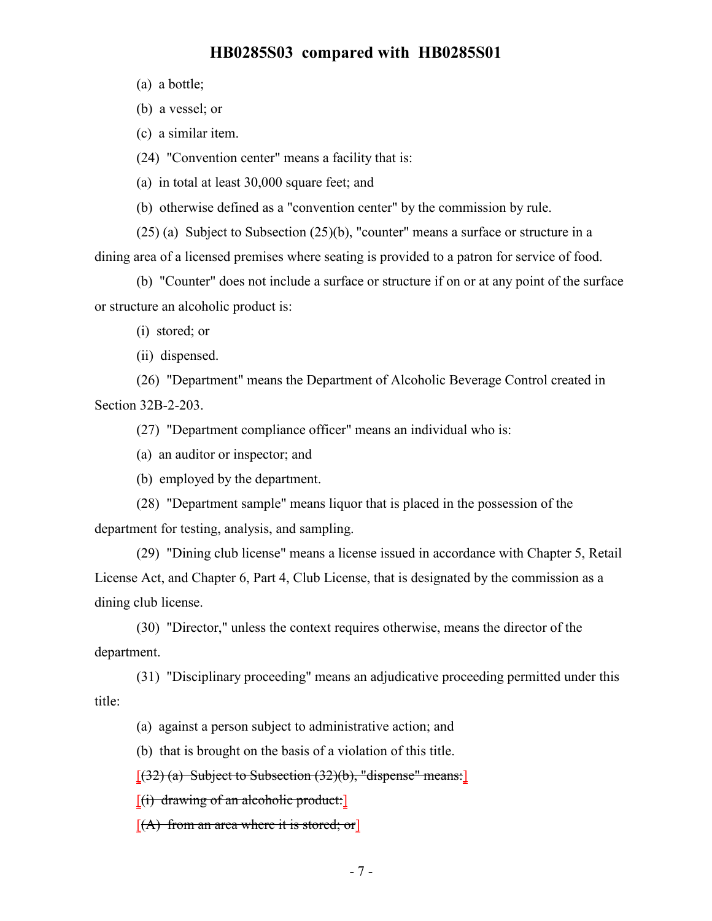(a) a bottle;

(b) a vessel; or

(c) a similar item.

(24) "Convention center" means a facility that is:

(a) in total at least 30,000 square feet; and

(b) otherwise defined as a "convention center" by the commission by rule.

(25) (a) Subject to Subsection (25)(b), "counter" means a surface or structure in a dining area of a licensed premises where seating is provided to a patron for service of food.

(b) "Counter" does not include a surface or structure if on or at any point of the surface or structure an alcoholic product is:

(i) stored; or

(ii) dispensed.

(26) "Department" means the Department of Alcoholic Beverage Control created in Section 32B-2-203.

(27) "Department compliance officer" means an individual who is:

(a) an auditor or inspector; and

(b) employed by the department.

(28) "Department sample" means liquor that is placed in the possession of the department for testing, analysis, and sampling.

(29) "Dining club license" means a license issued in accordance with Chapter 5, Retail License Act, and Chapter 6, Part 4, Club License, that is designated by the commission as a dining club license.

(30) "Director," unless the context requires otherwise, means the director of the department.

(31) "Disciplinary proceeding" means an adjudicative proceeding permitted under this title:

(a) against a person subject to administrative action; and

(b) that is brought on the basis of a violation of this title.

[~~(32) (a) Subject to Subsection (32)(b), "dispense" means:~~]

[~~(i) drawing of an alcoholic product:~~]

[~~(A) from an area where it is stored; or~~]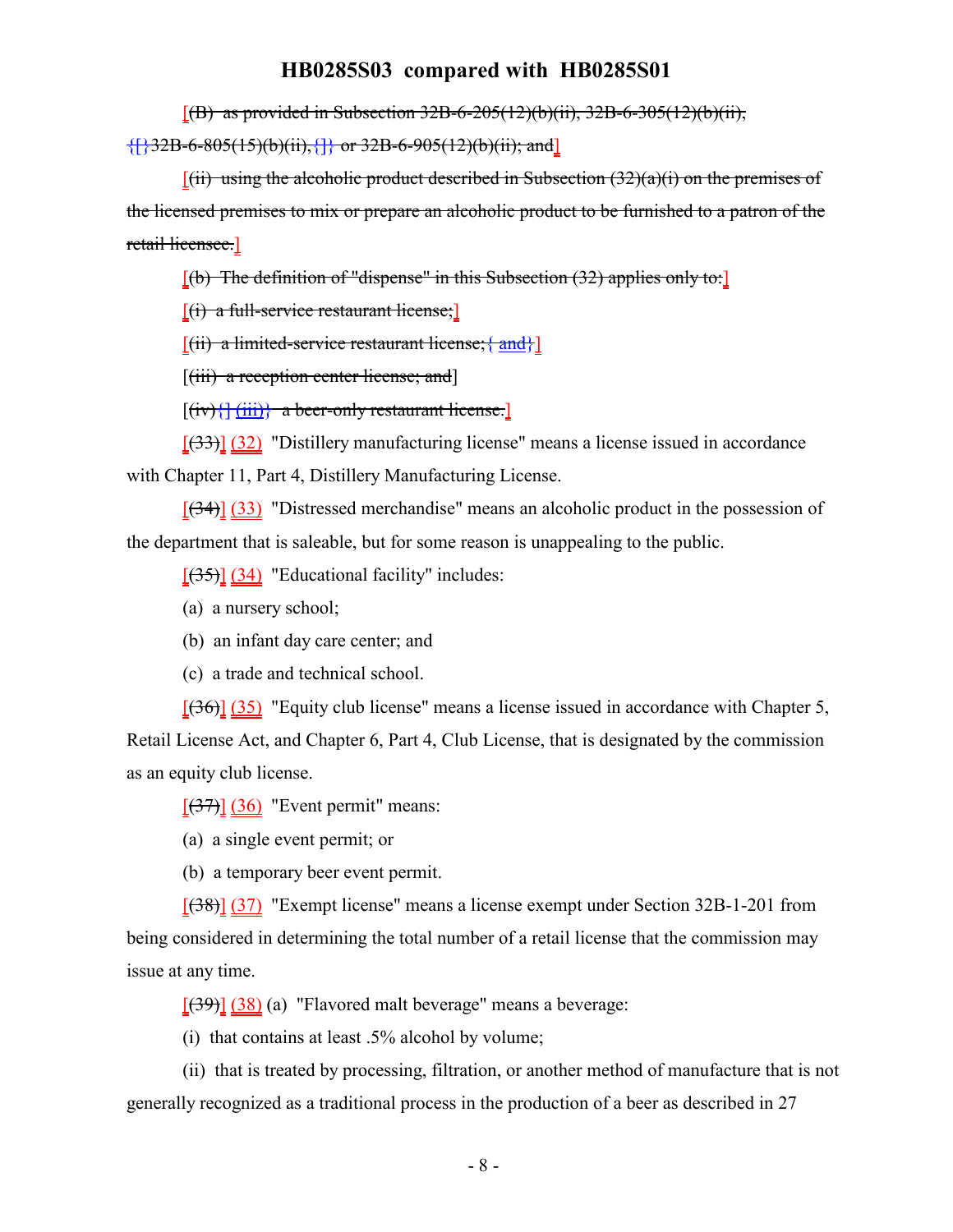[(B) as provided in Subsection 32B-6-205(12)(b)(ii), 32B-6-305(12)(b)(ii), {[}32B-6-805(15)(b)(ii),{]} or 32B-6-905(12)(b)(ii); and]

[(ii) using the alcoholic product described in Subsection (32)(a)(i) on the premises of the licensed premises to mix or prepare an alcoholic product to be furnished to a patron of the retail licensee.]

[(b) The definition of "dispense" in this Subsection (32) applies only to:]

[(i) a full-service restaurant license;]

[(ii) a limited-service restaurant license;{ and}]

[(iii) a reception center license; and]

[(iv){] (iii)} a beer-only restaurant license.]

[(33)] (32) "Distillery manufacturing license" means a license issued in accordance with Chapter 11, Part 4, Distillery Manufacturing License.

[(34)] (33) "Distressed merchandise" means an alcoholic product in the possession of the department that is saleable, but for some reason is unappealing to the public.

[(35)] (34) "Educational facility" includes:

(a) a nursery school;

(b) an infant day care center; and

(c) a trade and technical school.

[(36)] (35) "Equity club license" means a license issued in accordance with Chapter 5, Retail License Act, and Chapter 6, Part 4, Club License, that is designated by the commission as an equity club license.

[(37)] (36) "Event permit" means:

(a) a single event permit; or

(b) a temporary beer event permit.

[(38)] (37) "Exempt license" means a license exempt under Section 32B-1-201 from being considered in determining the total number of a retail license that the commission may issue at any time.

[(39)] (38) (a) "Flavored malt beverage" means a beverage:

(i) that contains at least .5% alcohol by volume;

(ii) that is treated by processing, filtration, or another method of manufacture that is not generally recognized as a traditional process in the production of a beer as described in 27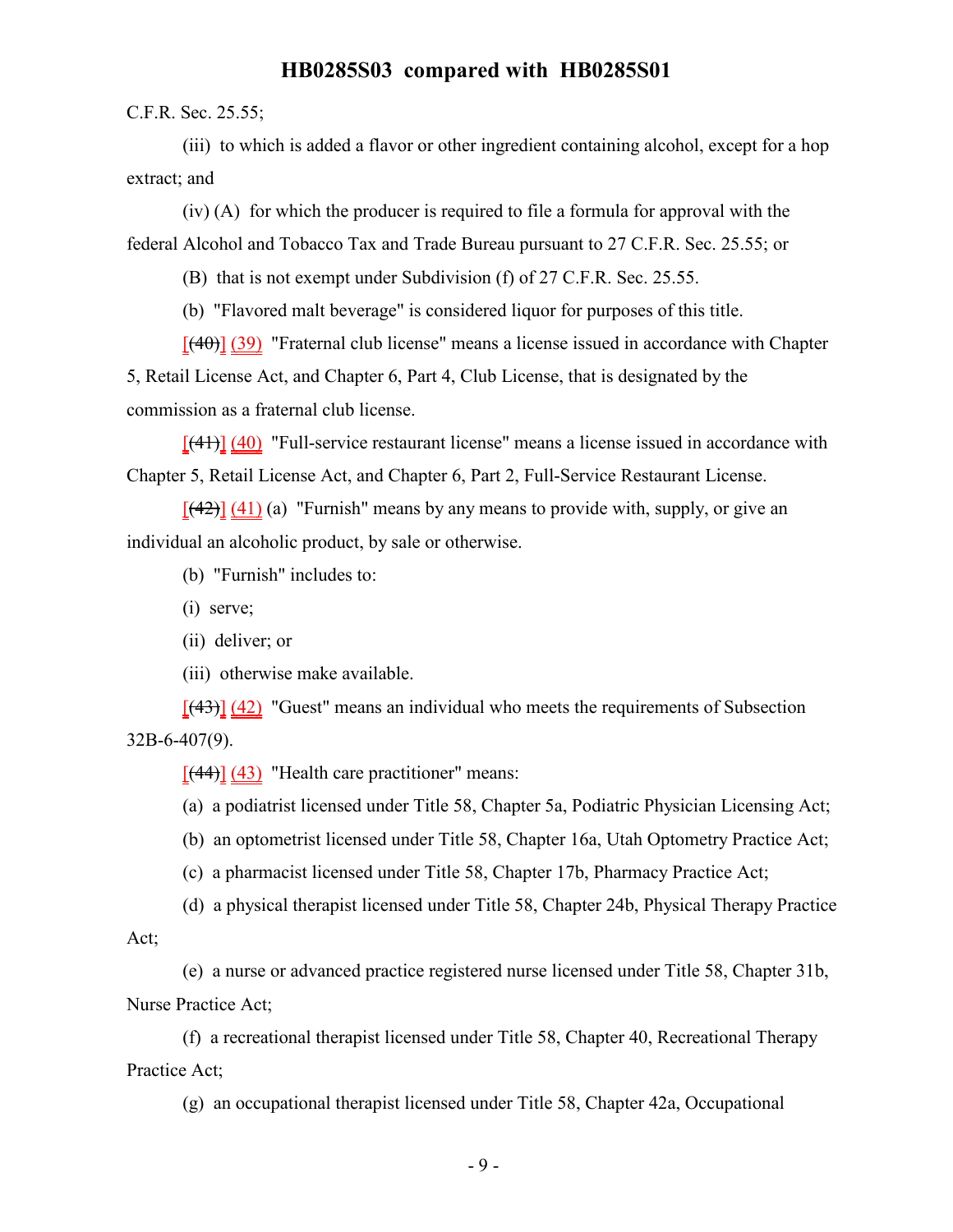C.F.R. Sec. 25.55;

(iii) to which is added a flavor or other ingredient containing alcohol, except for a hop extract; and

(iv) (A) for which the producer is required to file a formula for approval with the federal Alcohol and Tobacco Tax and Trade Bureau pursuant to 27 C.F.R. Sec. 25.55; or

(B) that is not exempt under Subdivision (f) of 27 C.F.R. Sec. 25.55.

(b) "Flavored malt beverage" is considered liquor for purposes of this title.

[~~(40)~~] (39) "Fraternal club license" means a license issued in accordance with Chapter 5, Retail License Act, and Chapter 6, Part 4, Club License, that is designated by the commission as a fraternal club license.

[~~(41)~~] (40) "Full-service restaurant license" means a license issued in accordance with Chapter 5, Retail License Act, and Chapter 6, Part 2, Full-Service Restaurant License.

[~~(42)~~] (41) (a) "Furnish" means by any means to provide with, supply, or give an individual an alcoholic product, by sale or otherwise.

(b) "Furnish" includes to:

(i) serve;

(ii) deliver; or

(iii) otherwise make available.

[~~(43)~~] (42) "Guest" means an individual who meets the requirements of Subsection 32B-6-407(9).

[~~(44)~~] (43) "Health care practitioner" means:

(a) a podiatrist licensed under Title 58, Chapter 5a, Podiatric Physician Licensing Act;

(b) an optometrist licensed under Title 58, Chapter 16a, Utah Optometry Practice Act;

(c) a pharmacist licensed under Title 58, Chapter 17b, Pharmacy Practice Act;

(d) a physical therapist licensed under Title 58, Chapter 24b, Physical Therapy Practice Act;

(e) a nurse or advanced practice registered nurse licensed under Title 58, Chapter 31b, Nurse Practice Act;

(f) a recreational therapist licensed under Title 58, Chapter 40, Recreational Therapy Practice Act;

(g) an occupational therapist licensed under Title 58, Chapter 42a, Occupational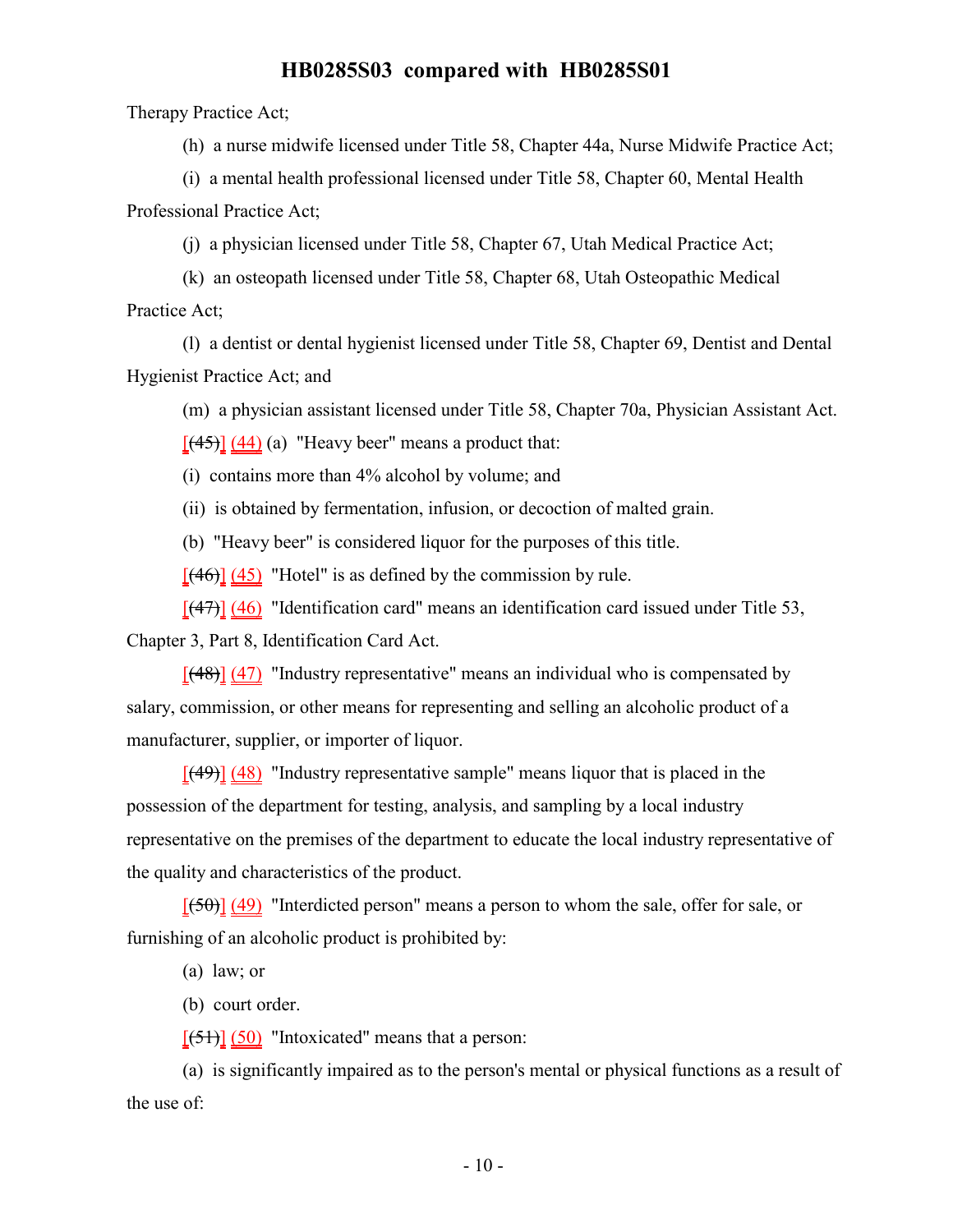Therapy Practice Act;

(h) a nurse midwife licensed under Title 58, Chapter 44a, Nurse Midwife Practice Act;

(i) a mental health professional licensed under Title 58, Chapter 60, Mental Health Professional Practice Act;

(j) a physician licensed under Title 58, Chapter 67, Utah Medical Practice Act;

(k) an osteopath licensed under Title 58, Chapter 68, Utah Osteopathic Medical Practice Act;

(l) a dentist or dental hygienist licensed under Title 58, Chapter 69, Dentist and Dental Hygienist Practice Act; and

(m) a physician assistant licensed under Title 58, Chapter 70a, Physician Assistant Act.

[(45)] (44) (a) "Heavy beer" means a product that:

(i) contains more than 4% alcohol by volume; and

(ii) is obtained by fermentation, infusion, or decoction of malted grain.

(b) "Heavy beer" is considered liquor for the purposes of this title.

[(46)] (45) "Hotel" is as defined by the commission by rule.

[(47)] (46) "Identification card" means an identification card issued under Title 53, Chapter 3, Part 8, Identification Card Act.

[(48)] (47) "Industry representative" means an individual who is compensated by salary, commission, or other means for representing and selling an alcoholic product of a manufacturer, supplier, or importer of liquor.

[(49)] (48) "Industry representative sample" means liquor that is placed in the possession of the department for testing, analysis, and sampling by a local industry representative on the premises of the department to educate the local industry representative of the quality and characteristics of the product.

[(50)] (49) "Interdicted person" means a person to whom the sale, offer for sale, or furnishing of an alcoholic product is prohibited by:

(a) law; or

(b) court order.

[(51)] (50) "Intoxicated" means that a person:

(a) is significantly impaired as to the person's mental or physical functions as a result of the use of: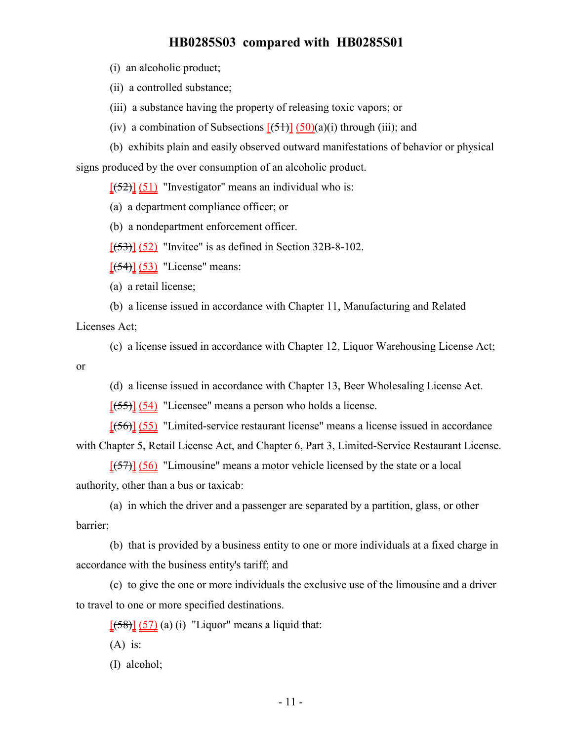(i) an alcoholic product;

(ii) a controlled substance;

(iii) a substance having the property of releasing toxic vapors; or

(iv) a combination of Subsections [~~(51)~~] (50)(a)(i) through (iii); and

(b) exhibits plain and easily observed outward manifestations of behavior or physical signs produced by the over consumption of an alcoholic product.

[~~(52)~~] (51) "Investigator" means an individual who is:

(a) a department compliance officer; or

(b) a nondepartment enforcement officer.

[~~(53)~~] (52) "Invitee" is as defined in Section 32B-8-102.

[~~(54)~~] (53) "License" means:

(a) a retail license;

(b) a license issued in accordance with Chapter 11, Manufacturing and Related Licenses Act;

(c) a license issued in accordance with Chapter 12, Liquor Warehousing License Act; or

(d) a license issued in accordance with Chapter 13, Beer Wholesaling License Act.

[~~(55)~~] (54) "Licensee" means a person who holds a license.

[~~(56)~~] (55) "Limited-service restaurant license" means a license issued in accordance with Chapter 5, Retail License Act, and Chapter 6, Part 3, Limited-Service Restaurant License.

[~~(57)~~] (56) "Limousine" means a motor vehicle licensed by the state or a local authority, other than a bus or taxicab:

(a) in which the driver and a passenger are separated by a partition, glass, or other barrier;

(b) that is provided by a business entity to one or more individuals at a fixed charge in accordance with the business entity's tariff; and

(c) to give the one or more individuals the exclusive use of the limousine and a driver to travel to one or more specified destinations.

[~~(58)~~] (57) (a) (i) "Liquor" means a liquid that:

(A) is:

(I) alcohol;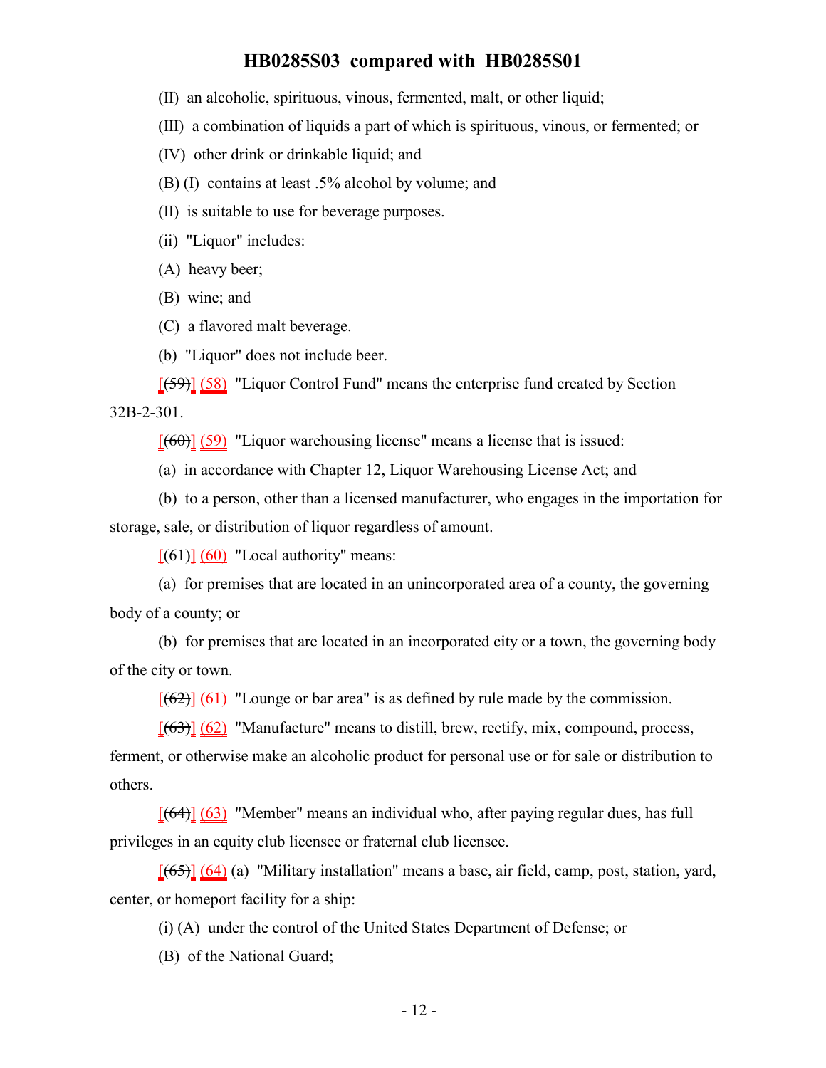(II) an alcoholic, spirituous, vinous, fermented, malt, or other liquid;

(III) a combination of liquids a part of which is spirituous, vinous, or fermented; or

(IV) other drink or drinkable liquid; and

(B) (I) contains at least .5% alcohol by volume; and

(II) is suitable to use for beverage purposes.

(ii) "Liquor" includes:

(A) heavy beer;

(B) wine; and

(C) a flavored malt beverage.

(b) "Liquor" does not include beer.

[(59)] (58) "Liquor Control Fund" means the enterprise fund created by Section 32B-2-301.

[(60)] (59) "Liquor warehousing license" means a license that is issued:

(a) in accordance with Chapter 12, Liquor Warehousing License Act; and

(b) to a person, other than a licensed manufacturer, who engages in the importation for storage, sale, or distribution of liquor regardless of amount.

[(61)] (60) "Local authority" means:

(a) for premises that are located in an unincorporated area of a county, the governing body of a county; or

(b) for premises that are located in an incorporated city or a town, the governing body of the city or town.

[(62)] (61) "Lounge or bar area" is as defined by rule made by the commission.

[(63)] (62) "Manufacture" means to distill, brew, rectify, mix, compound, process, ferment, or otherwise make an alcoholic product for personal use or for sale or distribution to others.

[(64)] (63) "Member" means an individual who, after paying regular dues, has full privileges in an equity club licensee or fraternal club licensee.

[(65)] (64) (a) "Military installation" means a base, air field, camp, post, station, yard, center, or homeport facility for a ship:

(i) (A) under the control of the United States Department of Defense; or

(B) of the National Guard;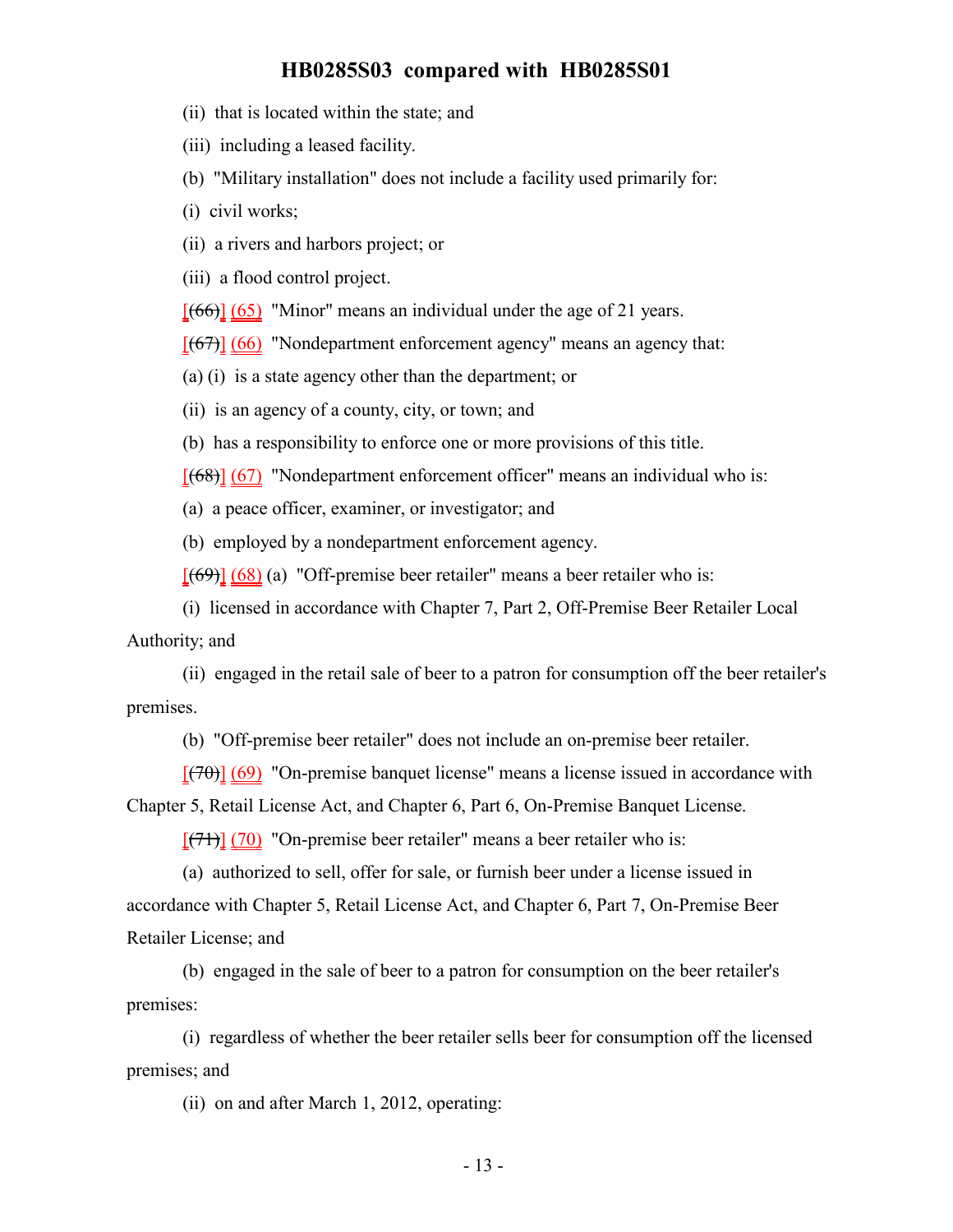(ii) that is located within the state; and

(iii) including a leased facility.

(b) "Military installation" does not include a facility used primarily for:

(i) civil works;

(ii) a rivers and harbors project; or

(iii) a flood control project.

[~~(66)~~] (65) "Minor" means an individual under the age of 21 years.

[~~(67)~~] (66) "Nondepartment enforcement agency" means an agency that:

(a) (i) is a state agency other than the department; or

(ii) is an agency of a county, city, or town; and

(b) has a responsibility to enforce one or more provisions of this title.

[~~(68)~~] (67) "Nondepartment enforcement officer" means an individual who is:

(a) a peace officer, examiner, or investigator; and

(b) employed by a nondepartment enforcement agency.

[~~(69)~~] (68) (a) "Off-premise beer retailer" means a beer retailer who is:

(i) licensed in accordance with Chapter 7, Part 2, Off-Premise Beer Retailer Local Authority; and

(ii) engaged in the retail sale of beer to a patron for consumption off the beer retailer's premises.

(b) "Off-premise beer retailer" does not include an on-premise beer retailer.

[~~(70)~~] (69) "On-premise banquet license" means a license issued in accordance with Chapter 5, Retail License Act, and Chapter 6, Part 6, On-Premise Banquet License.

[~~(71)~~] (70) "On-premise beer retailer" means a beer retailer who is:

(a) authorized to sell, offer for sale, or furnish beer under a license issued in accordance with Chapter 5, Retail License Act, and Chapter 6, Part 7, On-Premise Beer Retailer License; and

(b) engaged in the sale of beer to a patron for consumption on the beer retailer's premises:

(i) regardless of whether the beer retailer sells beer for consumption off the licensed premises; and

(ii) on and after March 1, 2012, operating: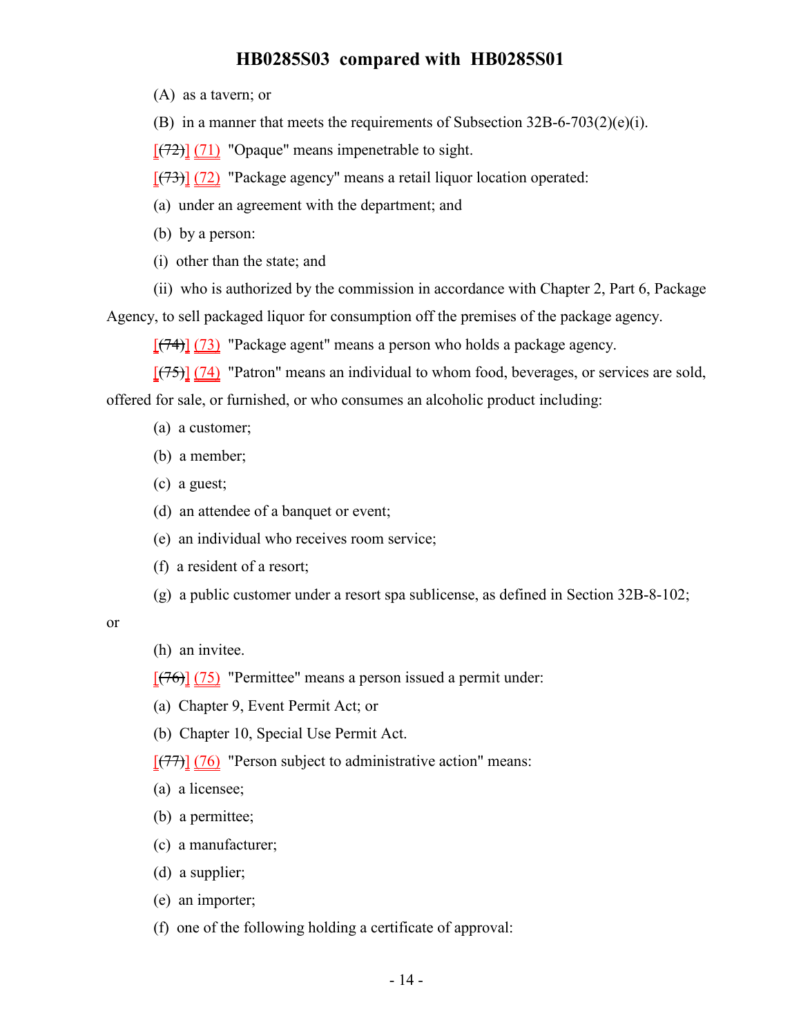(A) as a tavern; or

(B) in a manner that meets the requirements of Subsection 32B-6-703(2)(e)(i).

[~~(72)~~] (71) "Opaque" means impenetrable to sight.

[~~(73)~~] (72) "Package agency" means a retail liquor location operated:

(a) under an agreement with the department; and

(b) by a person:

(i) other than the state; and

(ii) who is authorized by the commission in accordance with Chapter 2, Part 6, Package Agency, to sell packaged liquor for consumption off the premises of the package agency.

[~~(74)~~] (73) "Package agent" means a person who holds a package agency.

[~~(75)~~] (74) "Patron" means an individual to whom food, beverages, or services are sold, offered for sale, or furnished, or who consumes an alcoholic product including:

(a) a customer;

(b) a member;

(c) a guest;

(d) an attendee of a banquet or event;

(e) an individual who receives room service;

(f) a resident of a resort;

(g) a public customer under a resort spa sublicense, as defined in Section 32B-8-102; or

(h) an invitee.

[~~(76)~~] (75) "Permittee" means a person issued a permit under:

(a) Chapter 9, Event Permit Act; or

(b) Chapter 10, Special Use Permit Act.

[~~(77)~~] (76) "Person subject to administrative action" means:

(a) a licensee;

(b) a permittee;

(c) a manufacturer;

(d) a supplier;

(e) an importer;

(f) one of the following holding a certificate of approval: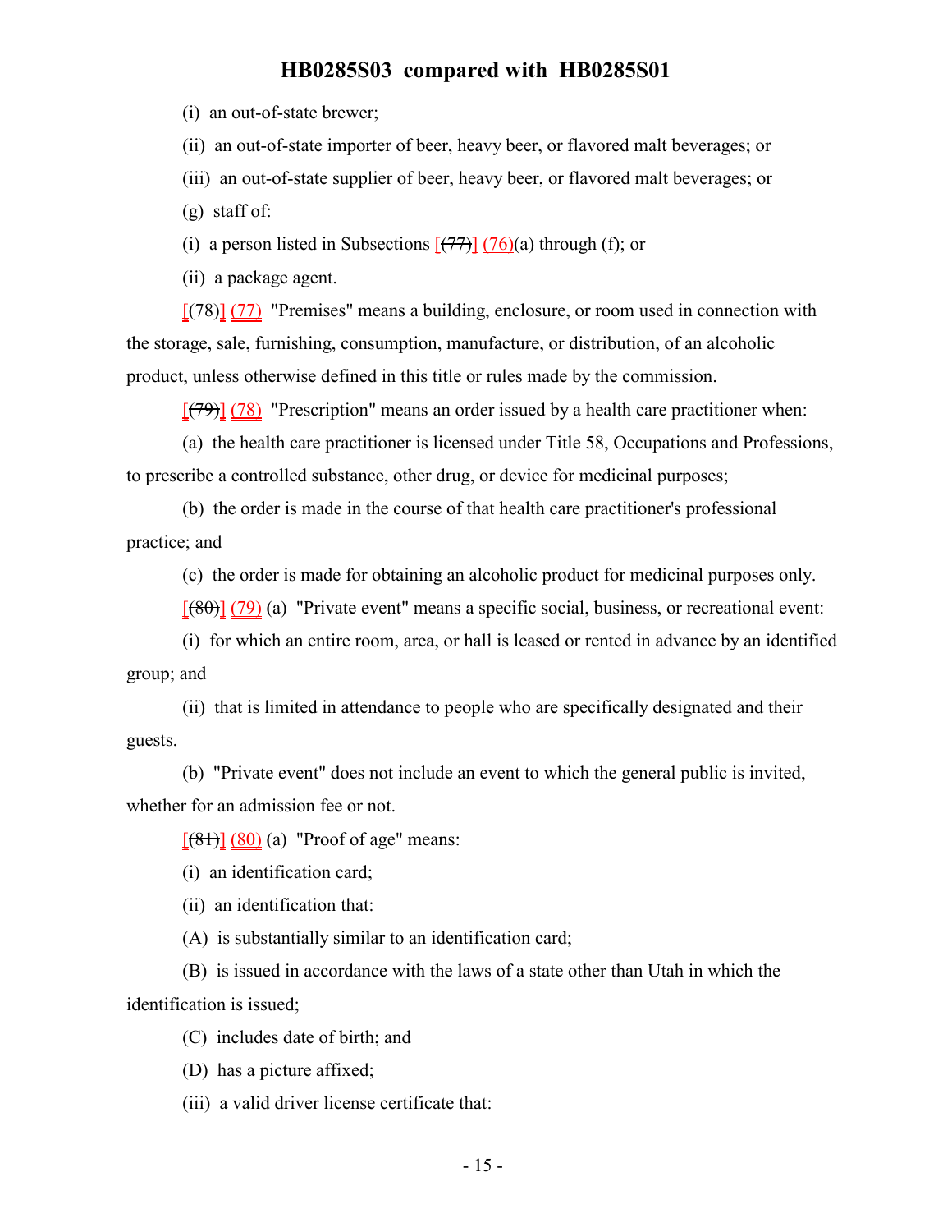(i) an out-of-state brewer;

(ii) an out-of-state importer of beer, heavy beer, or flavored malt beverages; or

(iii) an out-of-state supplier of beer, heavy beer, or flavored malt beverages; or

(g) staff of:

(i) a person listed in Subsections [(77)] (76)(a) through (f); or

(ii) a package agent.

[(78)] (77) "Premises" means a building, enclosure, or room used in connection with the storage, sale, furnishing, consumption, manufacture, or distribution, of an alcoholic product, unless otherwise defined in this title or rules made by the commission.

[(79)] (78) "Prescription" means an order issued by a health care practitioner when:

(a) the health care practitioner is licensed under Title 58, Occupations and Professions, to prescribe a controlled substance, other drug, or device for medicinal purposes;

(b) the order is made in the course of that health care practitioner's professional practice; and

(c) the order is made for obtaining an alcoholic product for medicinal purposes only.

[(80)] (79) (a) "Private event" means a specific social, business, or recreational event:

(i) for which an entire room, area, or hall is leased or rented in advance by an identified group; and

(ii) that is limited in attendance to people who are specifically designated and their guests.

(b) "Private event" does not include an event to which the general public is invited, whether for an admission fee or not.

[(81)] (80) (a) "Proof of age" means:

(i) an identification card;

(ii) an identification that:

(A) is substantially similar to an identification card;

(B) is issued in accordance with the laws of a state other than Utah in which the identification is issued;

(C) includes date of birth; and

(D) has a picture affixed;

(iii) a valid driver license certificate that: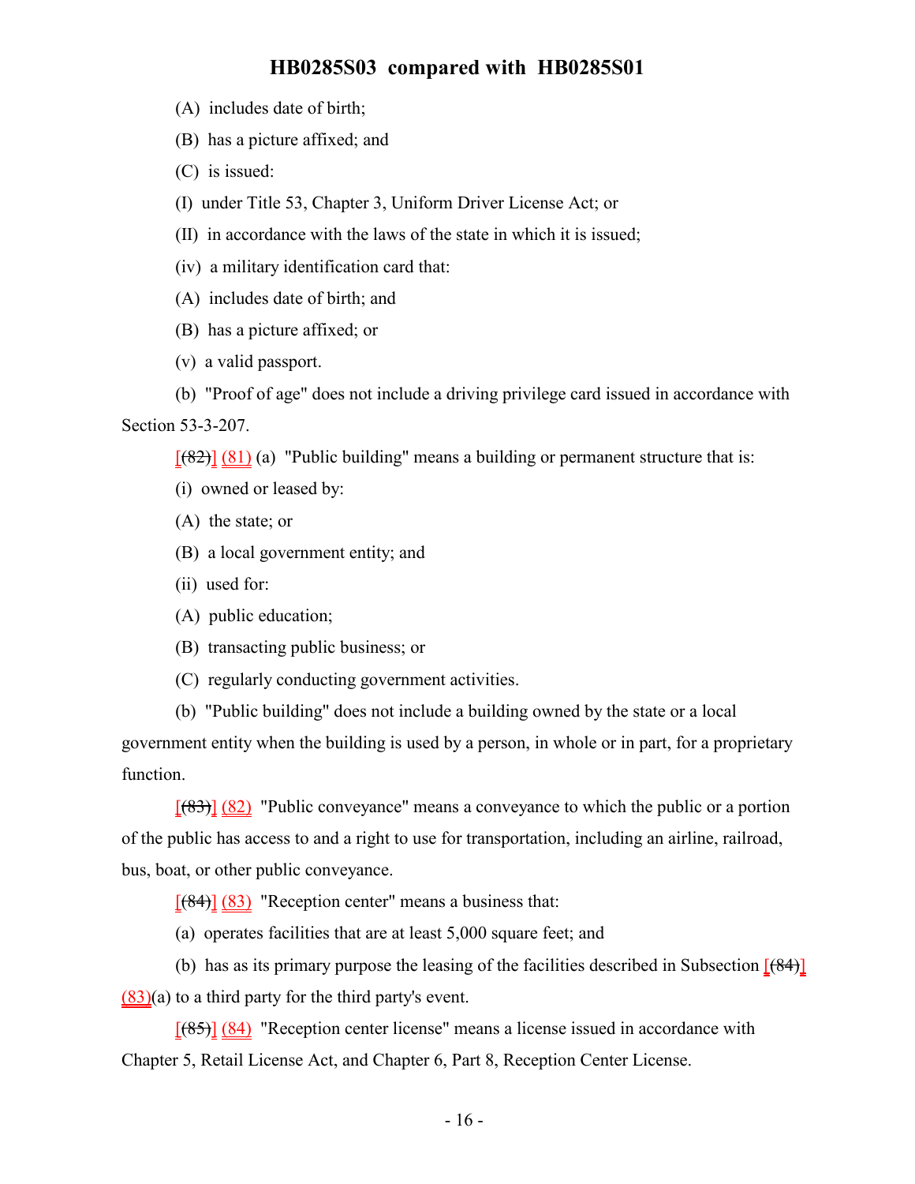(A) includes date of birth;

(B) has a picture affixed; and

(C) is issued:

(I) under Title 53, Chapter 3, Uniform Driver License Act; or

(II) in accordance with the laws of the state in which it is issued;

(iv) a military identification card that:

(A) includes date of birth; and

(B) has a picture affixed; or

(v) a valid passport.

(b) "Proof of age" does not include a driving privilege card issued in accordance with Section 53-3-207.

[~~(82)~~] (81) (a) "Public building" means a building or permanent structure that is:

(i) owned or leased by:

(A) the state; or

(B) a local government entity; and

(ii) used for:

(A) public education;

(B) transacting public business; or

(C) regularly conducting government activities.

(b) "Public building" does not include a building owned by the state or a local government entity when the building is used by a person, in whole or in part, for a proprietary function.

[~~(83)~~] (82) "Public conveyance" means a conveyance to which the public or a portion of the public has access to and a right to use for transportation, including an airline, railroad, bus, boat, or other public conveyance.

[~~(84)~~] (83) "Reception center" means a business that:

(a) operates facilities that are at least 5,000 square feet; and

(b) has as its primary purpose the leasing of the facilities described in Subsection [~~(84)~~] (83)(a) to a third party for the third party's event.

[~~(85)~~] (84) "Reception center license" means a license issued in accordance with Chapter 5, Retail License Act, and Chapter 6, Part 8, Reception Center License.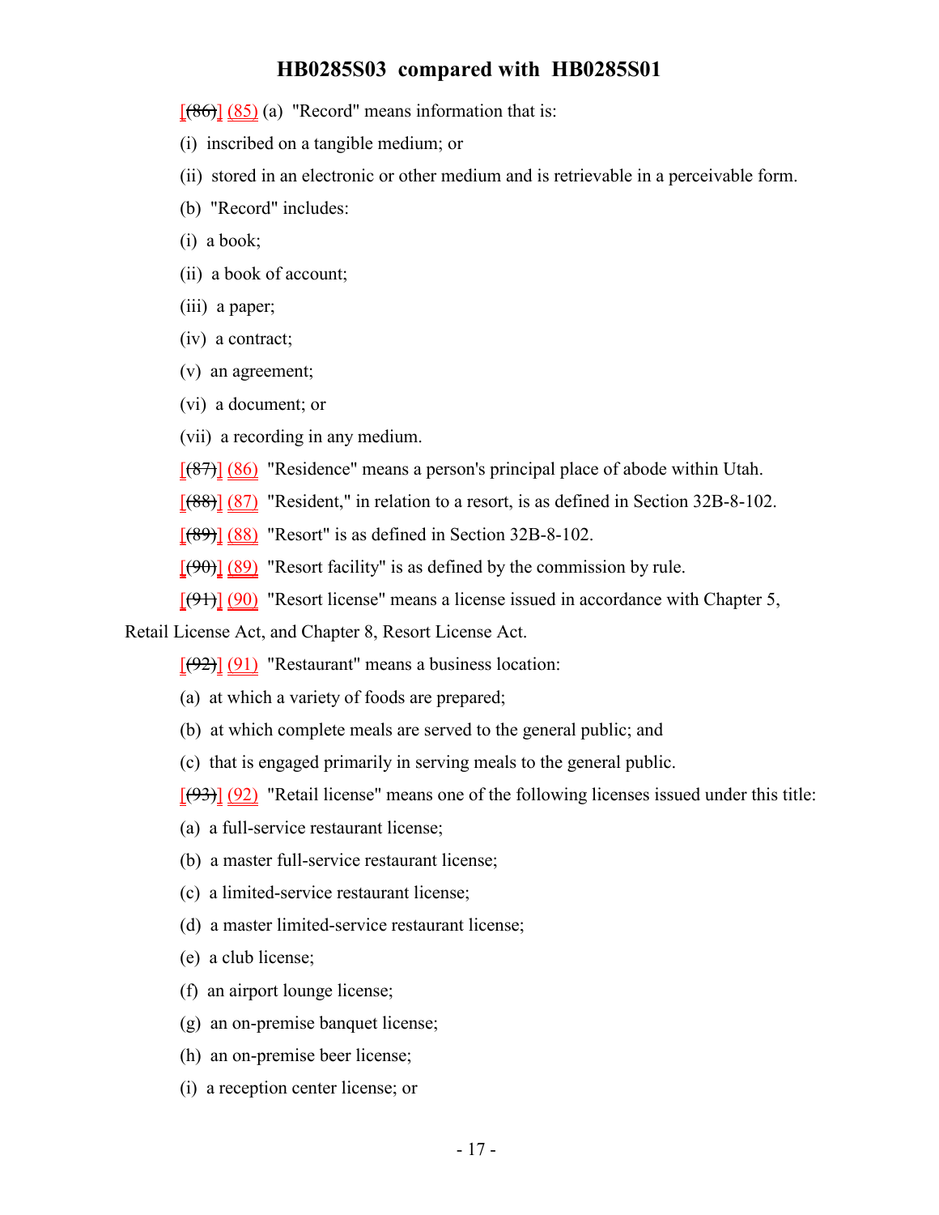[(86)] (85) (a) "Record" means information that is:

(i) inscribed on a tangible medium; or

(ii) stored in an electronic or other medium and is retrievable in a perceivable form.

(b) "Record" includes:

(i) a book;

(ii) a book of account;

(iii) a paper;

(iv) a contract;

(v) an agreement;

(vi) a document; or

(vii) a recording in any medium.

[(87)] (86) "Residence" means a person's principal place of abode within Utah.

[(88)] (87) "Resident," in relation to a resort, is as defined in Section 32B-8-102.

[(89)] (88) "Resort" is as defined in Section 32B-8-102.

[(90)] (89) "Resort facility" is as defined by the commission by rule.

[(91)] (90) "Resort license" means a license issued in accordance with Chapter 5, Retail License Act, and Chapter 8, Resort License Act.

[(92)] (91) "Restaurant" means a business location:

(a) at which a variety of foods are prepared;

(b) at which complete meals are served to the general public; and

(c) that is engaged primarily in serving meals to the general public.

[(93)] (92) "Retail license" means one of the following licenses issued under this title:

(a) a full-service restaurant license;

(b) a master full-service restaurant license;

(c) a limited-service restaurant license;

(d) a master limited-service restaurant license;

(e) a club license;

(f) an airport lounge license;

(g) an on-premise banquet license;

(h) an on-premise beer license;

(i) a reception center license; or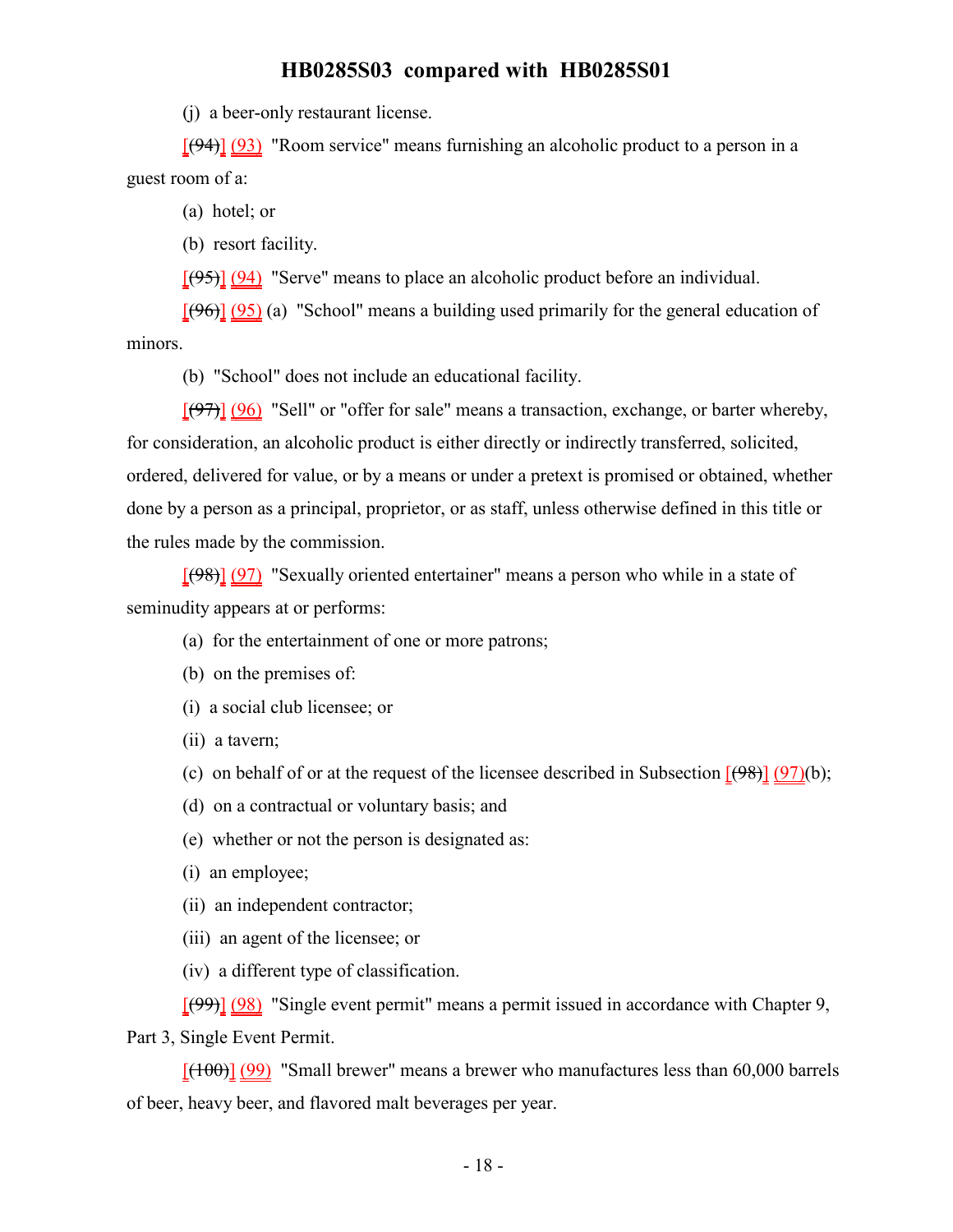(j) a beer-only restaurant license.

[(94)] (93) "Room service" means furnishing an alcoholic product to a person in a guest room of a:

(a) hotel; or

(b) resort facility.

[(95)] (94) "Serve" means to place an alcoholic product before an individual.

[(96)] (95) (a) "School" means a building used primarily for the general education of minors.

(b) "School" does not include an educational facility.

[(97)] (96) "Sell" or "offer for sale" means a transaction, exchange, or barter whereby, for consideration, an alcoholic product is either directly or indirectly transferred, solicited, ordered, delivered for value, or by a means or under a pretext is promised or obtained, whether done by a person as a principal, proprietor, or as staff, unless otherwise defined in this title or the rules made by the commission.

[(98)] (97) "Sexually oriented entertainer" means a person who while in a state of seminudity appears at or performs:

(a) for the entertainment of one or more patrons;

(b) on the premises of:

(i) a social club licensee; or

(ii) a tavern;

(c) on behalf of or at the request of the licensee described in Subsection [(98)] (97)(b);

(d) on a contractual or voluntary basis; and

(e) whether or not the person is designated as:

(i) an employee;

(ii) an independent contractor;

(iii) an agent of the licensee; or

(iv) a different type of classification.

[(99)] (98) "Single event permit" means a permit issued in accordance with Chapter 9, Part 3, Single Event Permit.

[(100)] (99) "Small brewer" means a brewer who manufactures less than 60,000 barrels of beer, heavy beer, and flavored malt beverages per year.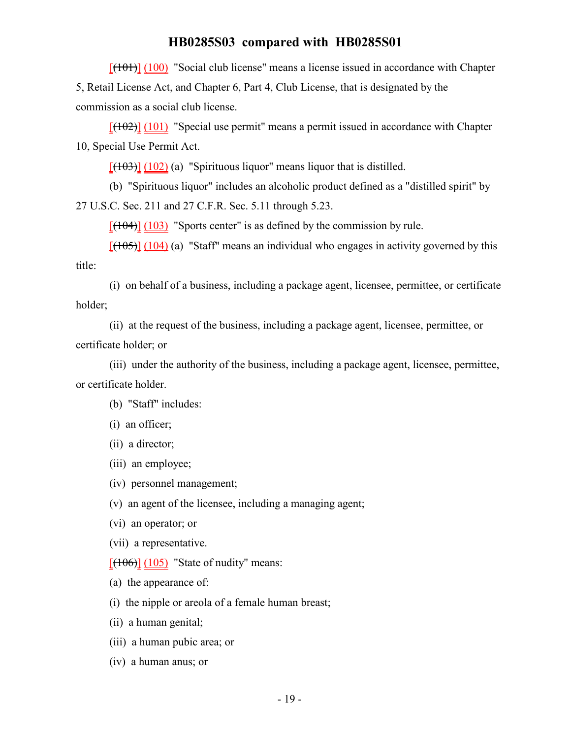[~~(101)~~] (100) "Social club license" means a license issued in accordance with Chapter 5, Retail License Act, and Chapter 6, Part 4, Club License, that is designated by the commission as a social club license.

[~~(102)~~] (101) "Special use permit" means a permit issued in accordance with Chapter 10, Special Use Permit Act.

[~~(103)~~] (102) (a) "Spirituous liquor" means liquor that is distilled.

(b) "Spirituous liquor" includes an alcoholic product defined as a "distilled spirit" by 27 U.S.C. Sec. 211 and 27 C.F.R. Sec. 5.11 through 5.23.

[~~(104)~~] (103) "Sports center" is as defined by the commission by rule.

[~~(105)~~] (104) (a) "Staff" means an individual who engages in activity governed by this title:

(i) on behalf of a business, including a package agent, licensee, permittee, or certificate holder;

(ii) at the request of the business, including a package agent, licensee, permittee, or certificate holder; or

(iii) under the authority of the business, including a package agent, licensee, permittee, or certificate holder.

(b) "Staff" includes:

(i) an officer;

(ii) a director;

(iii) an employee;

(iv) personnel management;

(v) an agent of the licensee, including a managing agent;

(vi) an operator; or

(vii) a representative.

[~~(106)~~] (105) "State of nudity" means:

(a) the appearance of:

(i) the nipple or areola of a female human breast;

(ii) a human genital;

(iii) a human pubic area; or

(iv) a human anus; or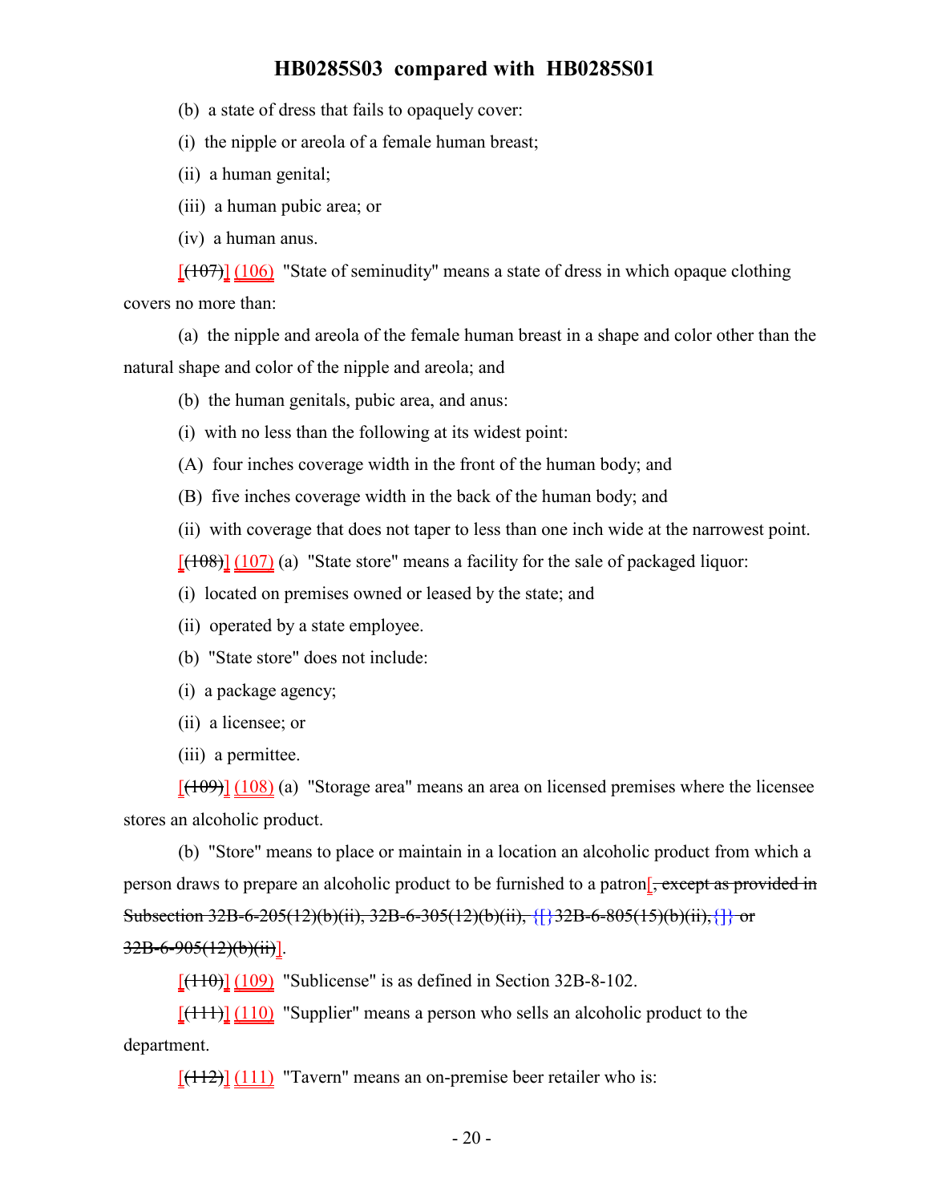(b) a state of dress that fails to opaquely cover:

(i) the nipple or areola of a female human breast;

(ii) a human genital;

(iii) a human pubic area; or

(iv) a human anus.

[~~(107)~~] (106) "State of seminudity" means a state of dress in which opaque clothing covers no more than:

(a) the nipple and areola of the female human breast in a shape and color other than the natural shape and color of the nipple and areola; and

(b) the human genitals, pubic area, and anus:

(i) with no less than the following at its widest point:

(A) four inches coverage width in the front of the human body; and

(B) five inches coverage width in the back of the human body; and

(ii) with coverage that does not taper to less than one inch wide at the narrowest point.

[~~(108)~~] (107) (a) "State store" means a facility for the sale of packaged liquor:

(i) located on premises owned or leased by the state; and

(ii) operated by a state employee.

(b) "State store" does not include:

(i) a package agency;

(ii) a licensee; or

(iii) a permittee.

[~~(109)~~] (108) (a) "Storage area" means an area on licensed premises where the licensee stores an alcoholic product.

(b) "Store" means to place or maintain in a location an alcoholic product from which a person draws to prepare an alcoholic product to be furnished to a patron[~~, except as provided in Subsection 32B-6-205(12)(b)(ii), 32B-6-305(12)(b)(ii),~~ {[}~~32B-6-805(15)(b)(ii),~~{]} ~~or 32B-6-905(12)(b)(ii)~~].

[~~(110)~~] (109) "Sublicense" is as defined in Section 32B-8-102.

[~~(111)~~] (110) "Supplier" means a person who sells an alcoholic product to the department.

[~~(112)~~] (111) "Tavern" means an on-premise beer retailer who is: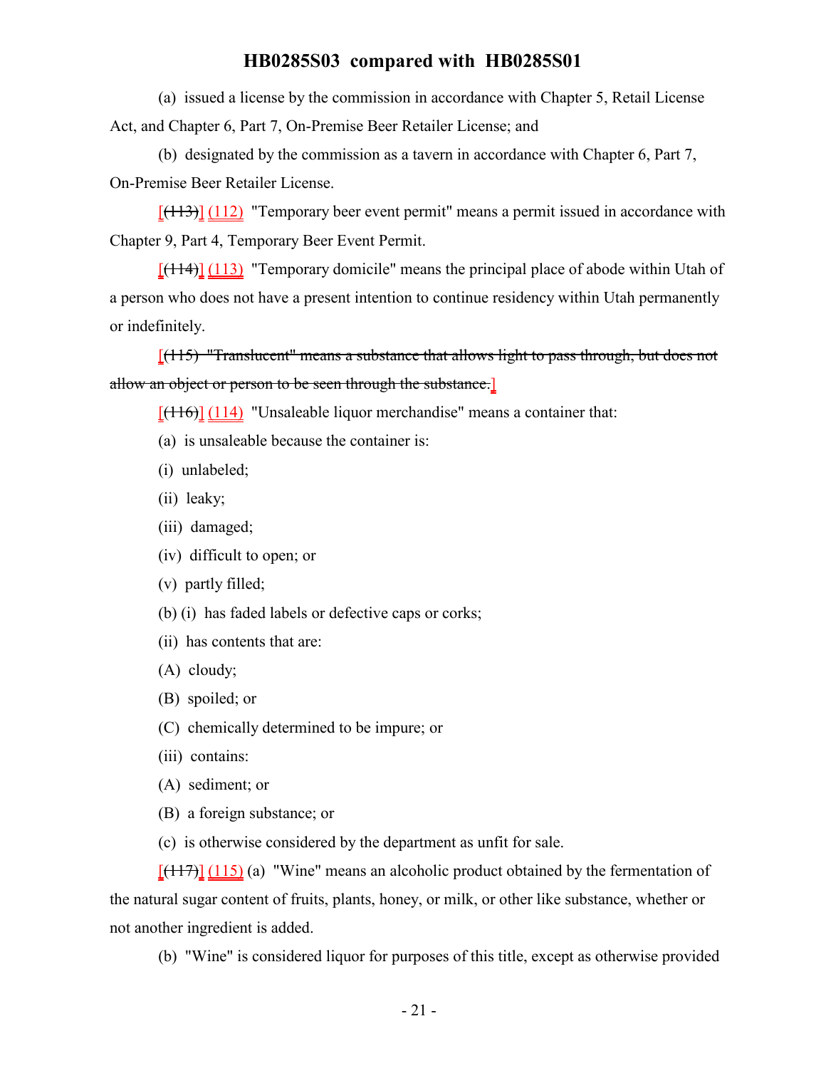(a) issued a license by the commission in accordance with Chapter 5, Retail License Act, and Chapter 6, Part 7, On-Premise Beer Retailer License; and

(b) designated by the commission as a tavern in accordance with Chapter 6, Part 7, On-Premise Beer Retailer License.

[~~(113)~~] (112) "Temporary beer event permit" means a permit issued in accordance with Chapter 9, Part 4, Temporary Beer Event Permit.

[~~(114)~~] (113) "Temporary domicile" means the principal place of abode within Utah of a person who does not have a present intention to continue residency within Utah permanently or indefinitely.

[~~(115) "Translucent" means a substance that allows light to pass through, but does not allow an object or person to be seen through the substance.~~]

[~~(116)~~] (114) "Unsaleable liquor merchandise" means a container that:

(a) is unsaleable because the container is:

(i) unlabeled;

(ii) leaky;

(iii) damaged;

(iv) difficult to open; or

(v) partly filled;

(b) (i) has faded labels or defective caps or corks;

(ii) has contents that are:

(A) cloudy;

(B) spoiled; or

(C) chemically determined to be impure; or

(iii) contains:

(A) sediment; or

(B) a foreign substance; or

(c) is otherwise considered by the department as unfit for sale.

[~~(117)~~] (115) (a) "Wine" means an alcoholic product obtained by the fermentation of the natural sugar content of fruits, plants, honey, or milk, or other like substance, whether or not another ingredient is added.

(b) "Wine" is considered liquor for purposes of this title, except as otherwise provided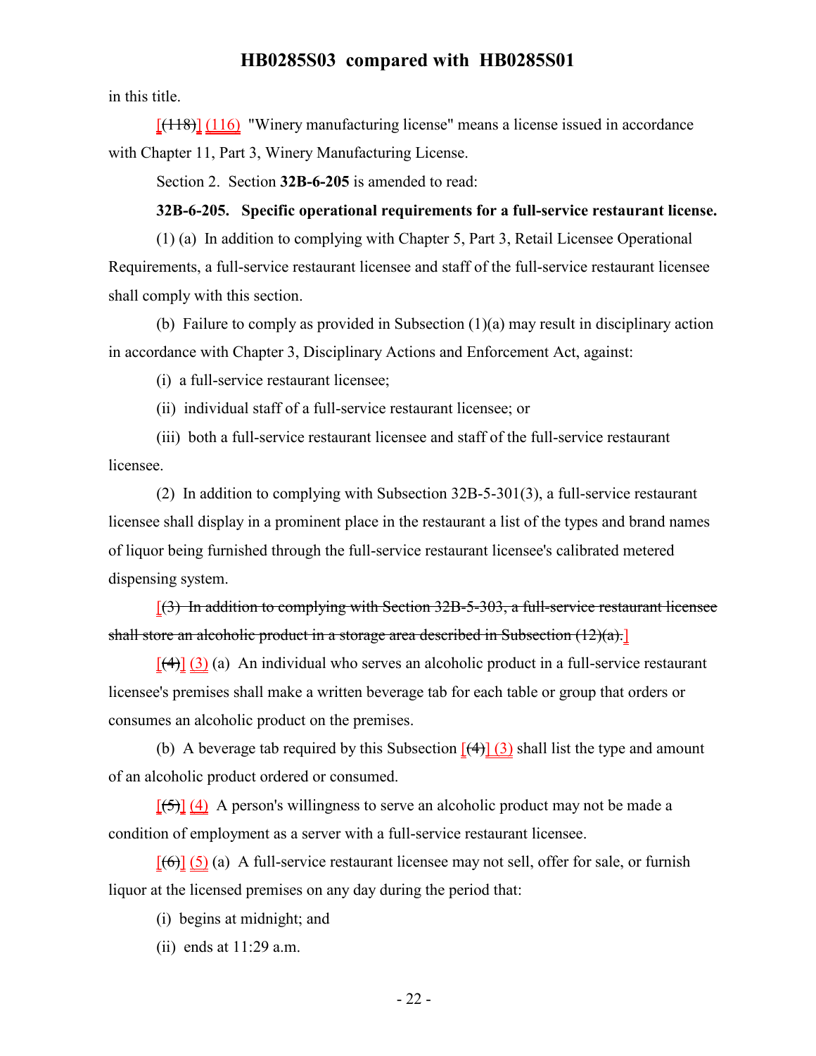in this title.

[(118)] (116) "Winery manufacturing license" means a license issued in accordance with Chapter 11, Part 3, Winery Manufacturing License.

Section 2. Section **32B-6-205** is amended to read:

**32B-6-205. Specific operational requirements for a full-service restaurant license.**

(1) (a) In addition to complying with Chapter 5, Part 3, Retail Licensee Operational Requirements, a full-service restaurant licensee and staff of the full-service restaurant licensee shall comply with this section.

(b) Failure to comply as provided in Subsection (1)(a) may result in disciplinary action in accordance with Chapter 3, Disciplinary Actions and Enforcement Act, against:

(i) a full-service restaurant licensee;

(ii) individual staff of a full-service restaurant licensee; or

(iii) both a full-service restaurant licensee and staff of the full-service restaurant licensee.

(2) In addition to complying with Subsection 32B-5-301(3), a full-service restaurant licensee shall display in a prominent place in the restaurant a list of the types and brand names of liquor being furnished through the full-service restaurant licensee's calibrated metered dispensing system.

[~~(3) In addition to complying with Section 32B-5-303, a full-service restaurant licensee shall store an alcoholic product in a storage area described in Subsection (12)(a).~~]

[~~(4)~~] (3) (a) An individual who serves an alcoholic product in a full-service restaurant licensee's premises shall make a written beverage tab for each table or group that orders or consumes an alcoholic product on the premises.

(b) A beverage tab required by this Subsection [~~(4)~~] (3) shall list the type and amount of an alcoholic product ordered or consumed.

[~~(5)~~] (4) A person's willingness to serve an alcoholic product may not be made a condition of employment as a server with a full-service restaurant licensee.

[~~(6)~~] (5) (a) A full-service restaurant licensee may not sell, offer for sale, or furnish liquor at the licensed premises on any day during the period that:

(i) begins at midnight; and

(ii) ends at 11:29 a.m.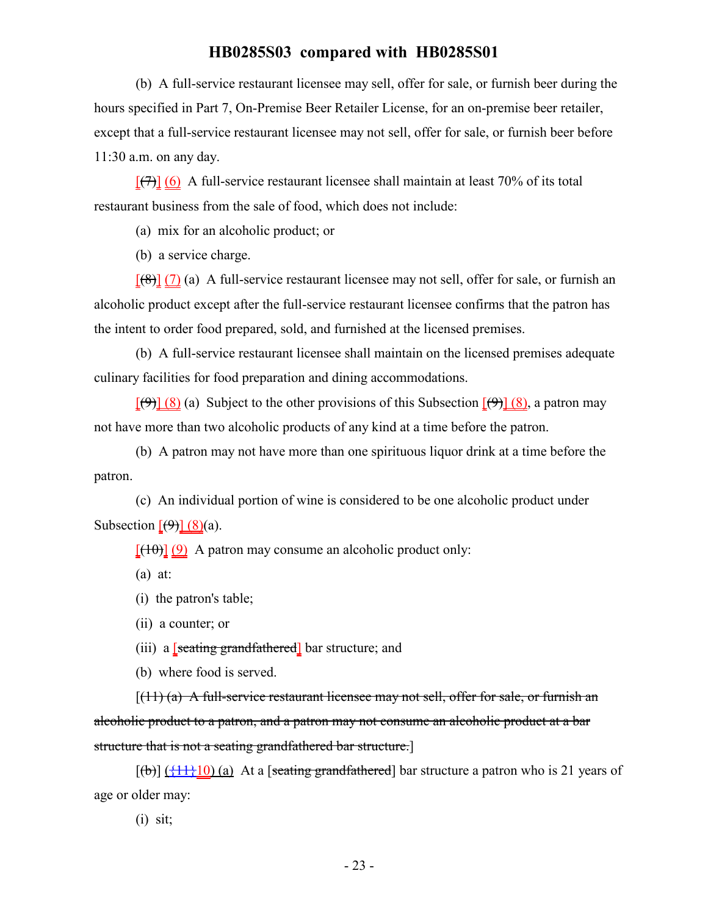(b) A full-service restaurant licensee may sell, offer for sale, or furnish beer during the hours specified in Part 7, On-Premise Beer Retailer License, for an on-premise beer retailer, except that a full-service restaurant licensee may not sell, offer for sale, or furnish beer before 11:30 a.m. on any day.

~~[(7)]~~ (6) A full-service restaurant licensee shall maintain at least 70% of its total restaurant business from the sale of food, which does not include:

(a) mix for an alcoholic product; or

(b) a service charge.

~~[(8)]~~ (7) (a) A full-service restaurant licensee may not sell, offer for sale, or furnish an alcoholic product except after the full-service restaurant licensee confirms that the patron has the intent to order food prepared, sold, and furnished at the licensed premises.

(b) A full-service restaurant licensee shall maintain on the licensed premises adequate culinary facilities for food preparation and dining accommodations.

~~[(9)]~~ (8) (a) Subject to the other provisions of this Subsection ~~[(9)]~~ (8), a patron may not have more than two alcoholic products of any kind at a time before the patron.

(b) A patron may not have more than one spirituous liquor drink at a time before the patron.

(c) An individual portion of wine is considered to be one alcoholic product under Subsection ~~[(9)]~~ (8)(a).

~~[(10)]~~ (9) A patron may consume an alcoholic product only:

(a) at:

(i) the patron's table;

(ii) a counter; or

(iii) a ~~[seating grandfathered]~~ bar structure; and

(b) where food is served.

~~[(11) (a) A full-service restaurant licensee may not sell, offer for sale, or furnish an alcoholic product to a patron, and a patron may not consume an alcoholic product at a bar structure that is not a seating grandfathered bar structure.]~~

~~[(b)]~~ ({11}10) (a) At a ~~[seating grandfathered]~~ bar structure a patron who is 21 years of age or older may:

(i) sit;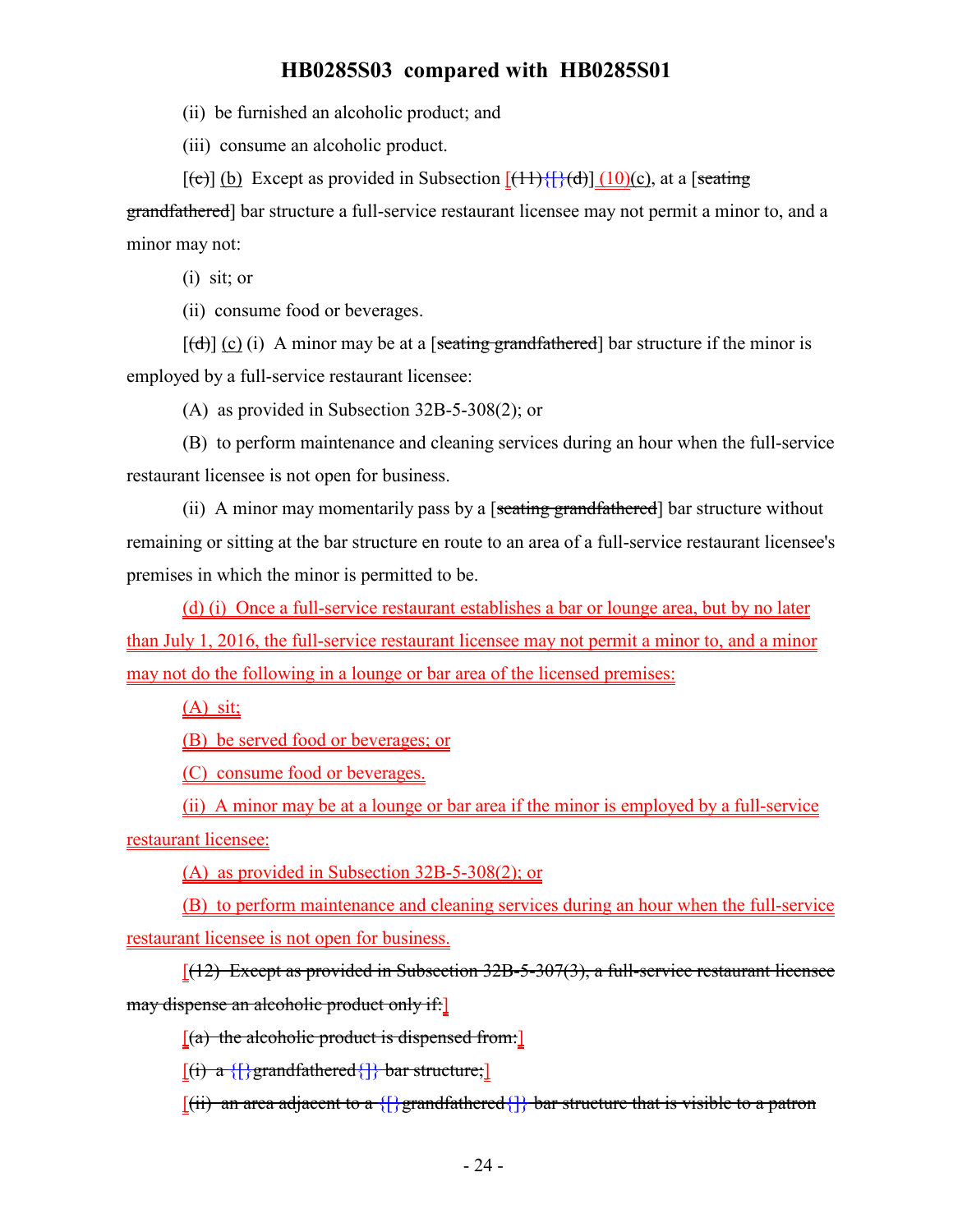(ii) be furnished an alcoholic product; and

(iii) consume an alcoholic product.

[(c)] (b) Except as provided in Subsection [(11){[}(d)] (10)(c), at a [seating grandfathered] bar structure a full-service restaurant licensee may not permit a minor to, and a minor may not:

(i) sit; or

(ii) consume food or beverages.

[(d)] (c) (i) A minor may be at a [seating grandfathered] bar structure if the minor is employed by a full-service restaurant licensee:

(A) as provided in Subsection 32B-5-308(2); or

(B) to perform maintenance and cleaning services during an hour when the full-service restaurant licensee is not open for business.

(ii) A minor may momentarily pass by a [seating grandfathered] bar structure without remaining or sitting at the bar structure en route to an area of a full-service restaurant licensee's premises in which the minor is permitted to be.

(d) (i) Once a full-service restaurant establishes a bar or lounge area, but by no later than July 1, 2016, the full-service restaurant licensee may not permit a minor to, and a minor may not do the following in a lounge or bar area of the licensed premises:

(A) sit;

(B) be served food or beverages; or

(C) consume food or beverages.

(ii) A minor may be at a lounge or bar area if the minor is employed by a full-service restaurant licensee:

(A) as provided in Subsection 32B-5-308(2); or

(B) to perform maintenance and cleaning services during an hour when the full-service restaurant licensee is not open for business.

[(12) Except as provided in Subsection 32B-5-307(3), a full-service restaurant licensee may dispense an alcoholic product only if:]

[(a) the alcoholic product is dispensed from:]

[(i) a {[}grandfathered{]} bar structure;]

[(ii) an area adjacent to a {[}grandfathered{]} bar structure that is visible to a patron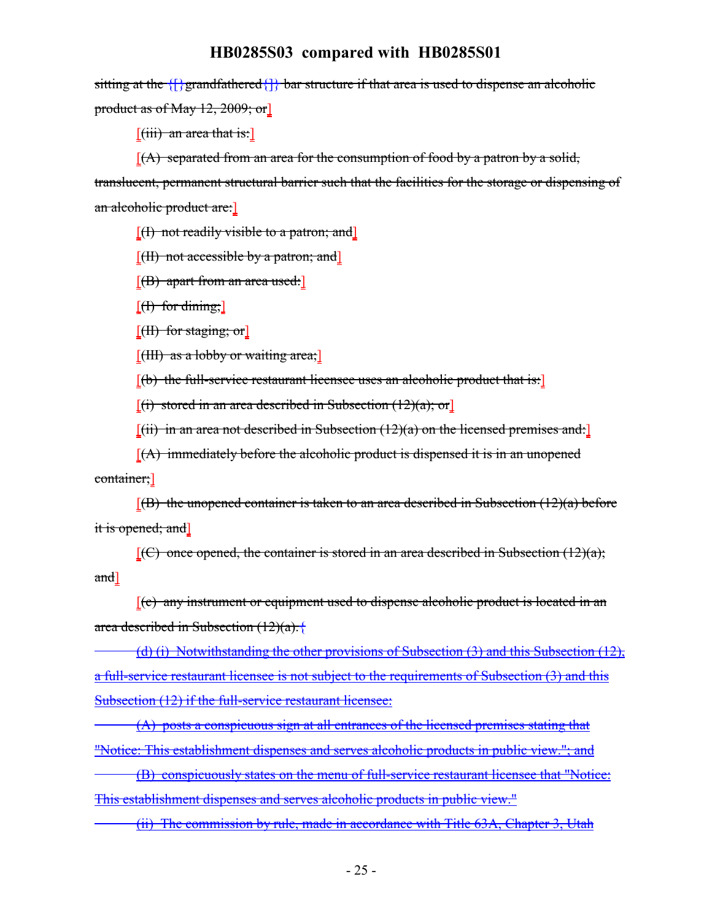sitting at the {[}grandfathered{]} bar structure if that area is used to dispense an alcoholic product as of May 12, 2009; or]

[(iii) an area that is:]

[(A) separated from an area for the consumption of food by a patron by a solid, translucent, permanent structural barrier such that the facilities for the storage or dispensing of an alcoholic product are:]

[(I) not readily visible to a patron; and]

[(II) not accessible by a patron; and]

[(B) apart from an area used:]

[(I) for dining;]

[(II) for staging; or]

[(III) as a lobby or waiting area;]

[(b) the full-service restaurant licensee uses an alcoholic product that is:]

[(i) stored in an area described in Subsection (12)(a); or]

[(ii) in an area not described in Subsection (12)(a) on the licensed premises and:]

[(A) immediately before the alcoholic product is dispensed it is in an unopened container;]

[(B) the unopened container is taken to an area described in Subsection (12)(a) before it is opened; and]

[(C) once opened, the container is stored in an area described in Subsection (12)(a); and]

[(c) any instrument or equipment used to dispense alcoholic product is located in an area described in Subsection (12)(a).{

(d) (i) Notwithstanding the other provisions of Subsection (3) and this Subsection (12), a full-service restaurant licensee is not subject to the requirements of Subsection (3) and this Subsection (12) if the full-service restaurant licensee:

(A) posts a conspicuous sign at all entrances of the licensed premises stating that "Notice: This establishment dispenses and serves alcoholic products in public view."; and

(B) conspicuously states on the menu of full-service restaurant licensee that "Notice: This establishment dispenses and serves alcoholic products in public view."

(ii) The commission by rule, made in accordance with Title 63A, Chapter 3, Utah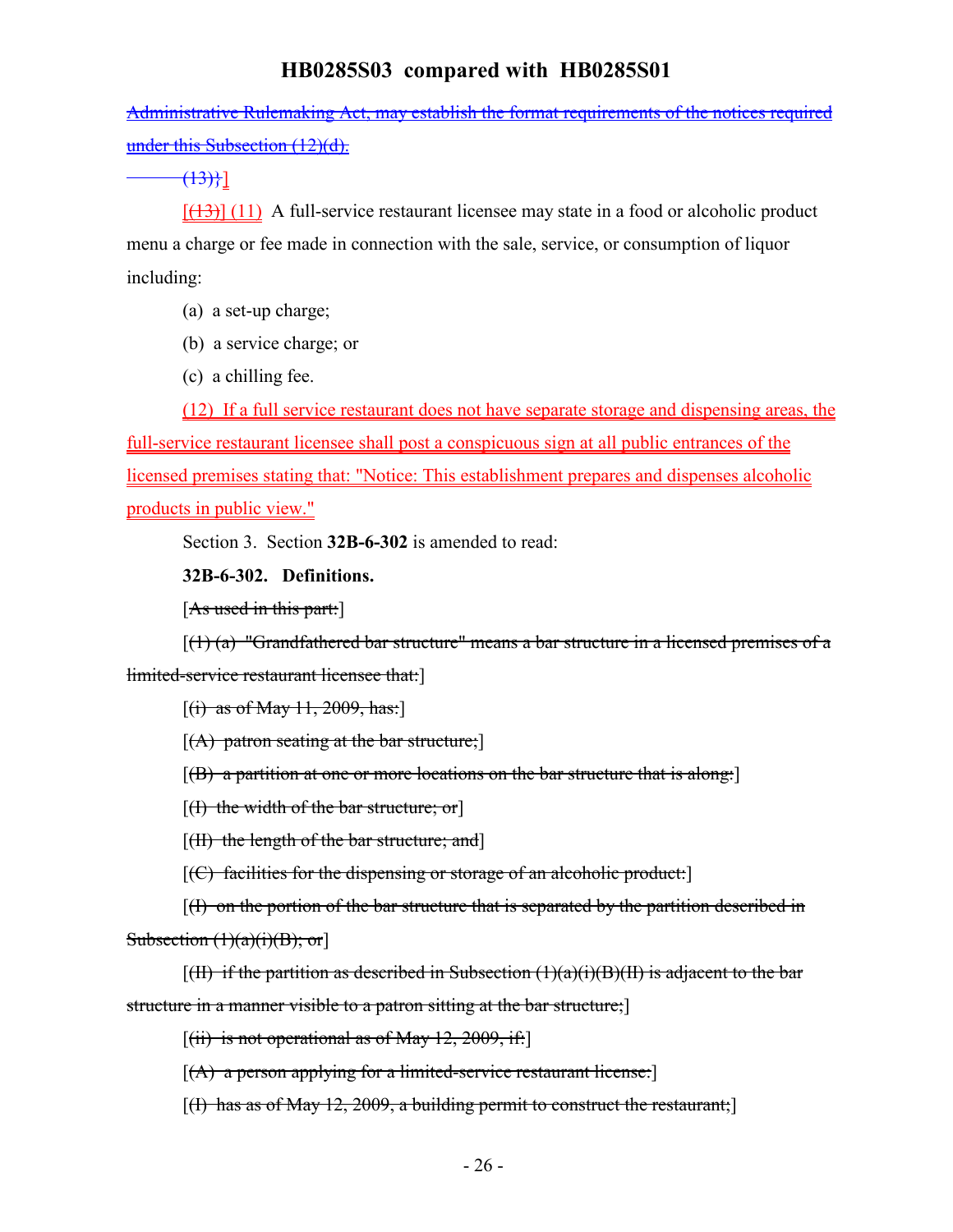Administrative Rulemaking Act, may establish the format requirements of the notices required under this Subsection (12)(d).

(13)}]

[(13)] (11) A full-service restaurant licensee may state in a food or alcoholic product menu a charge or fee made in connection with the sale, service, or consumption of liquor including:

(a) a set-up charge;

(b) a service charge; or

(c) a chilling fee.

(12) If a full service restaurant does not have separate storage and dispensing areas, the full-service restaurant licensee shall post a conspicuous sign at all public entrances of the licensed premises stating that: "Notice: This establishment prepares and dispenses alcoholic products in public view."

Section 3. Section **32B-6-302** is amended to read:

**32B-6-302. Definitions.**

[As used in this part:]

[(1) (a) "Grandfathered bar structure" means a bar structure in a licensed premises of a limited-service restaurant licensee that:]

[(i) as of May 11, 2009, has:]

[(A) patron seating at the bar structure;]

[(B) a partition at one or more locations on the bar structure that is along:]

[(I) the width of the bar structure; or]

[(II) the length of the bar structure; and]

[(C) facilities for the dispensing or storage of an alcoholic product:]

[(I) on the portion of the bar structure that is separated by the partition described in Subsection (1)(a)(i)(B); or]

[(II) if the partition as described in Subsection (1)(a)(i)(B)(II) is adjacent to the bar structure in a manner visible to a patron sitting at the bar structure;]

[(ii) is not operational as of May 12, 2009, if:]

[(A) a person applying for a limited-service restaurant license:]

[(I) has as of May 12, 2009, a building permit to construct the restaurant;]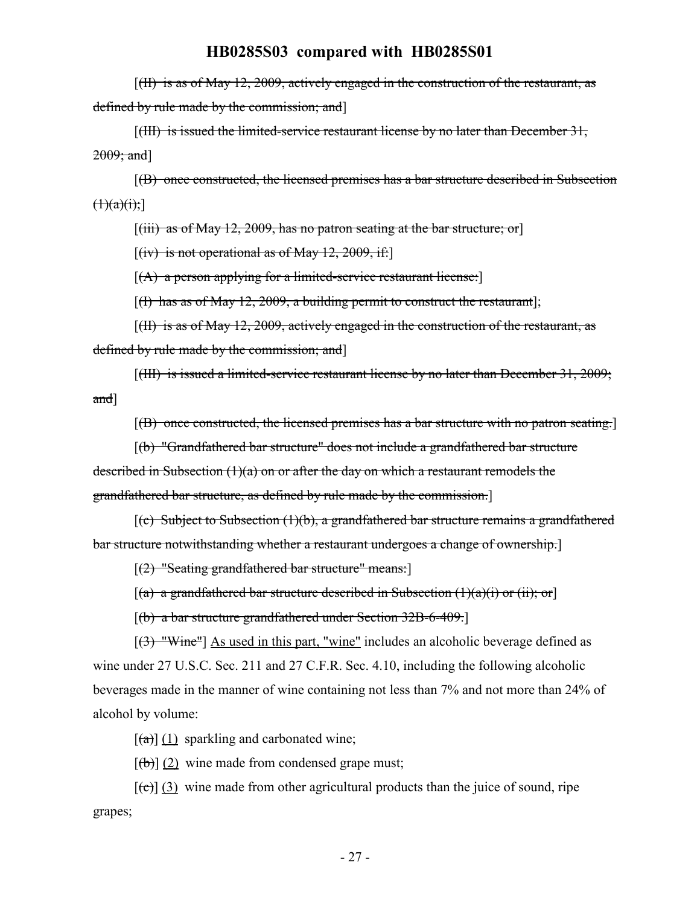[~~(II) is as of May 12, 2009, actively engaged in the construction of the restaurant, as defined by rule made by the commission; and~~]

[~~(III) is issued the limited-service restaurant license by no later than December 31, 2009; and~~]

[~~(B) once constructed, the licensed premises has a bar structure described in Subsection (1)(a)(i);~~]

[~~(iii) as of May 12, 2009, has no patron seating at the bar structure; or~~]

[~~(iv) is not operational as of May 12, 2009, if:~~]

[~~(A) a person applying for a limited-service restaurant license:~~]

[~~(I) has as of May 12, 2009, a building permit to construct the restaurant~~];

[~~(II) is as of May 12, 2009, actively engaged in the construction of the restaurant, as defined by rule made by the commission; and~~]

[~~(III) is issued a limited-service restaurant license by no later than December 31, 2009; and~~]

[~~(B) once constructed, the licensed premises has a bar structure with no patron seating.~~]

[~~(b) "Grandfathered bar structure" does not include a grandfathered bar structure described in Subsection (1)(a) on or after the day on which a restaurant remodels the grandfathered bar structure, as defined by rule made by the commission.~~]

[~~(c) Subject to Subsection (1)(b), a grandfathered bar structure remains a grandfathered bar structure notwithstanding whether a restaurant undergoes a change of ownership.~~]

[~~(2) "Seating grandfathered bar structure" means:~~]

[~~(a) a grandfathered bar structure described in Subsection (1)(a)(i) or (ii); or~~]

[~~(b) a bar structure grandfathered under Section 32B-6-409.~~]

[~~(3) "Wine"~~] <u>As used in this part, "wine"</u> includes an alcoholic beverage defined as wine under 27 U.S.C. Sec. 211 and 27 C.F.R. Sec. 4.10, including the following alcoholic beverages made in the manner of wine containing not less than 7% and not more than 24% of alcohol by volume:

[~~(a)~~] <u>(1)</u> sparkling and carbonated wine;

[~~(b)~~] <u>(2)</u> wine made from condensed grape must;

[~~(c)~~] <u>(3)</u> wine made from other agricultural products than the juice of sound, ripe grapes;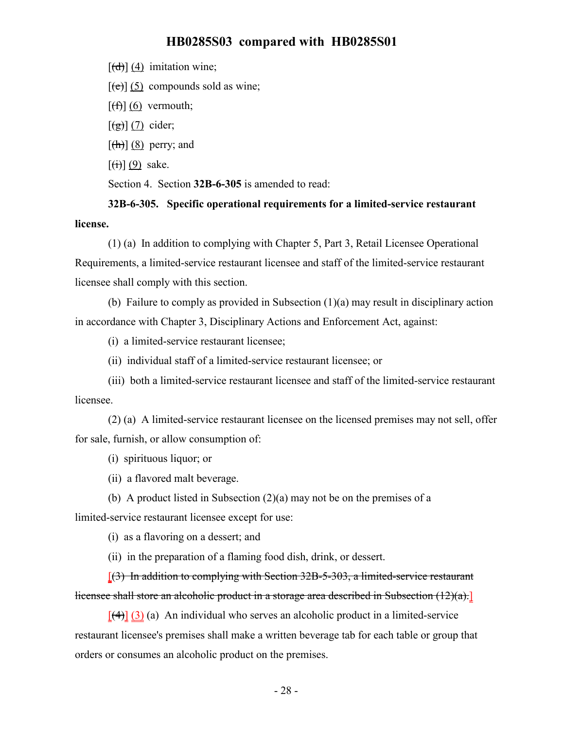[~~(d)~~] (4) imitation wine;

[~~(e)~~] (5) compounds sold as wine;

[~~(f)~~] (6) vermouth;

[~~(g)~~] (7) cider;

[~~(h)~~] (8) perry; and

[~~(i)~~] (9) sake.

Section 4. Section **32B-6-305** is amended to read:

**32B-6-305. Specific operational requirements for a limited-service restaurant license.**

(1) (a) In addition to complying with Chapter 5, Part 3, Retail Licensee Operational Requirements, a limited-service restaurant licensee and staff of the limited-service restaurant licensee shall comply with this section.

(b) Failure to comply as provided in Subsection (1)(a) may result in disciplinary action in accordance with Chapter 3, Disciplinary Actions and Enforcement Act, against:

(i) a limited-service restaurant licensee;

(ii) individual staff of a limited-service restaurant licensee; or

(iii) both a limited-service restaurant licensee and staff of the limited-service restaurant licensee.

(2) (a) A limited-service restaurant licensee on the licensed premises may not sell, offer for sale, furnish, or allow consumption of:

(i) spirituous liquor; or

(ii) a flavored malt beverage.

(b) A product listed in Subsection (2)(a) may not be on the premises of a limited-service restaurant licensee except for use:

(i) as a flavoring on a dessert; and

(ii) in the preparation of a flaming food dish, drink, or dessert.

[~~(3) In addition to complying with Section 32B-5-303, a limited-service restaurant licensee shall store an alcoholic product in a storage area described in Subsection (12)(a).~~]

[~~(4)~~] (3) (a) An individual who serves an alcoholic product in a limited-service restaurant licensee's premises shall make a written beverage tab for each table or group that orders or consumes an alcoholic product on the premises.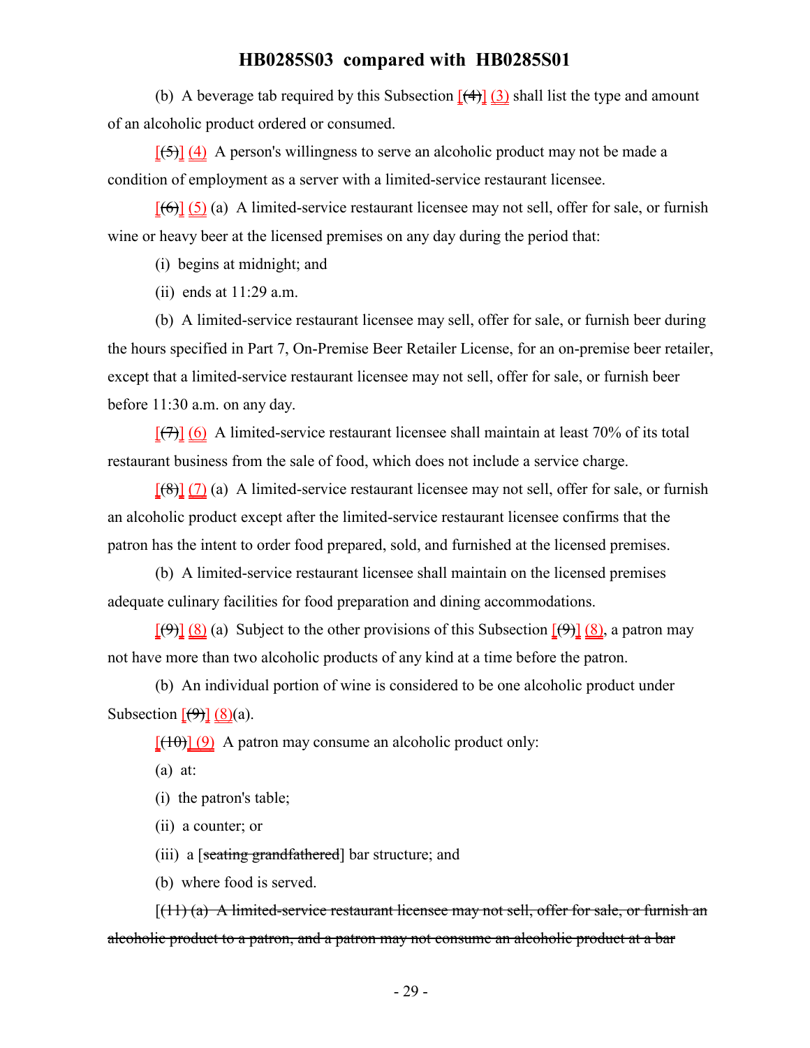(b) A beverage tab required by this Subsection [(4)] (3) shall list the type and amount of an alcoholic product ordered or consumed.

[(5)] (4) A person's willingness to serve an alcoholic product may not be made a condition of employment as a server with a limited-service restaurant licensee.

[(6)] (5) (a) A limited-service restaurant licensee may not sell, offer for sale, or furnish wine or heavy beer at the licensed premises on any day during the period that:

(i) begins at midnight; and

(ii) ends at 11:29 a.m.

(b) A limited-service restaurant licensee may sell, offer for sale, or furnish beer during the hours specified in Part 7, On-Premise Beer Retailer License, for an on-premise beer retailer, except that a limited-service restaurant licensee may not sell, offer for sale, or furnish beer before 11:30 a.m. on any day.

[(7)] (6) A limited-service restaurant licensee shall maintain at least 70% of its total restaurant business from the sale of food, which does not include a service charge.

[(8)] (7) (a) A limited-service restaurant licensee may not sell, offer for sale, or furnish an alcoholic product except after the limited-service restaurant licensee confirms that the patron has the intent to order food prepared, sold, and furnished at the licensed premises.

(b) A limited-service restaurant licensee shall maintain on the licensed premises adequate culinary facilities for food preparation and dining accommodations.

[(9)] (8) (a) Subject to the other provisions of this Subsection [(9)] (8), a patron may not have more than two alcoholic products of any kind at a time before the patron.

(b) An individual portion of wine is considered to be one alcoholic product under Subsection [(9)] (8)(a).

[(10)] (9) A patron may consume an alcoholic product only:

(a) at:

(i) the patron's table;

(ii) a counter; or

(iii) a [~~seating grandfathered~~] bar structure; and

(b) where food is served.

[~~(11) (a) A limited-service restaurant licensee may not sell, offer for sale, or furnish an alcoholic product to a patron, and a patron may not consume an alcoholic product at a bar~~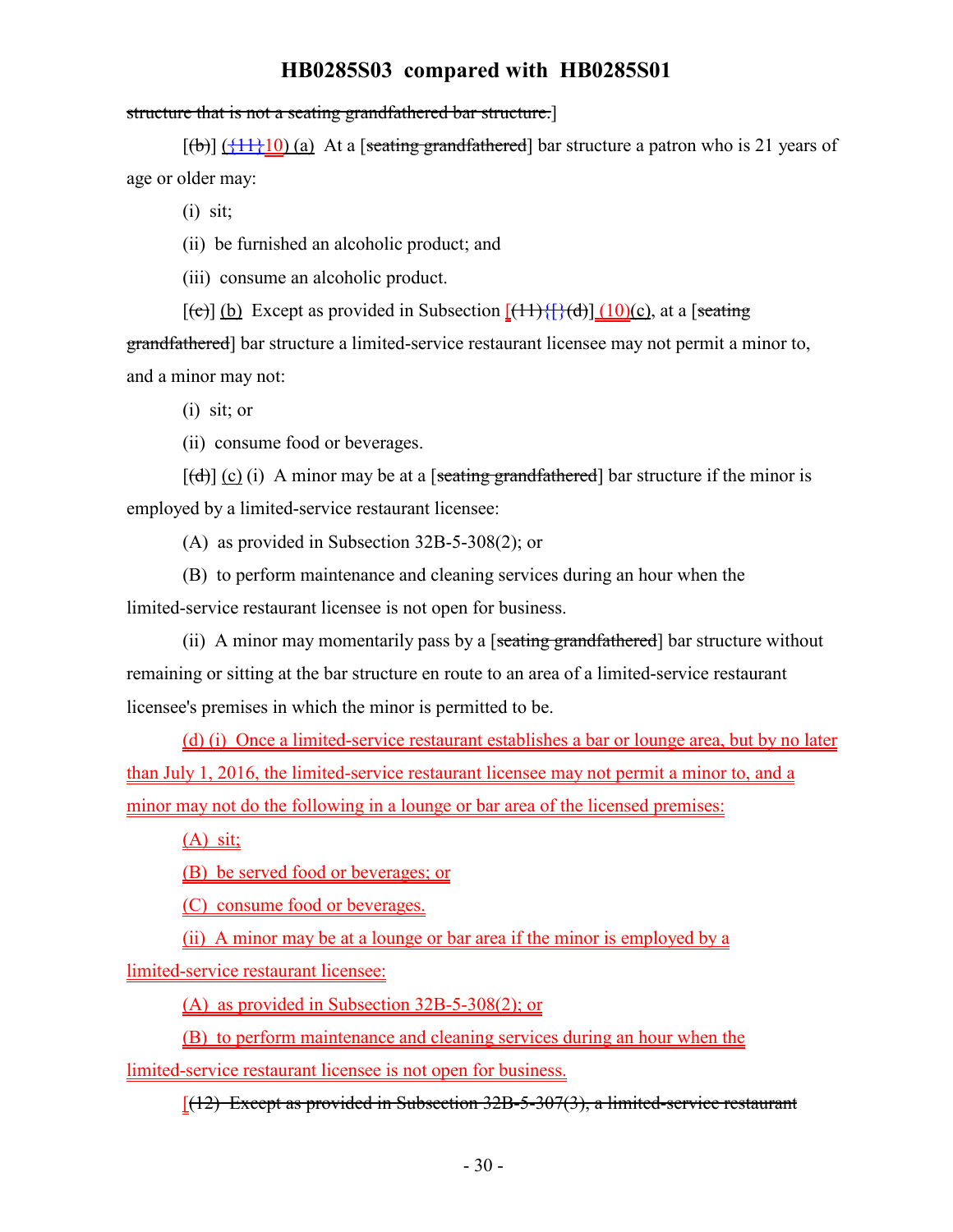structure that is not a seating grandfathered bar structure.]

[(b)] ({11}10) (a) At a [seating grandfathered] bar structure a patron who is 21 years of age or older may:

(i) sit;

(ii) be furnished an alcoholic product; and

(iii) consume an alcoholic product.

[(c)] (b) Except as provided in Subsection [(11){[}(d)] (10)(c), at a [seating grandfathered] bar structure a limited-service restaurant licensee may not permit a minor to, and a minor may not:

(i) sit; or

(ii) consume food or beverages.

[(d)] (c) (i) A minor may be at a [seating grandfathered] bar structure if the minor is employed by a limited-service restaurant licensee:

(A) as provided in Subsection 32B-5-308(2); or

(B) to perform maintenance and cleaning services during an hour when the limited-service restaurant licensee is not open for business.

(ii) A minor may momentarily pass by a [seating grandfathered] bar structure without remaining or sitting at the bar structure en route to an area of a limited-service restaurant licensee's premises in which the minor is permitted to be.

(d) (i) Once a limited-service restaurant establishes a bar or lounge area, but by no later than July 1, 2016, the limited-service restaurant licensee may not permit a minor to, and a minor may not do the following in a lounge or bar area of the licensed premises:

(A) sit;

(B) be served food or beverages; or

(C) consume food or beverages.

(ii) A minor may be at a lounge or bar area if the minor is employed by a limited-service restaurant licensee:

(A) as provided in Subsection 32B-5-308(2); or

(B) to perform maintenance and cleaning services during an hour when the limited-service restaurant licensee is not open for business.

[(12) Except as provided in Subsection 32B-5-307(3), a limited-service restaurant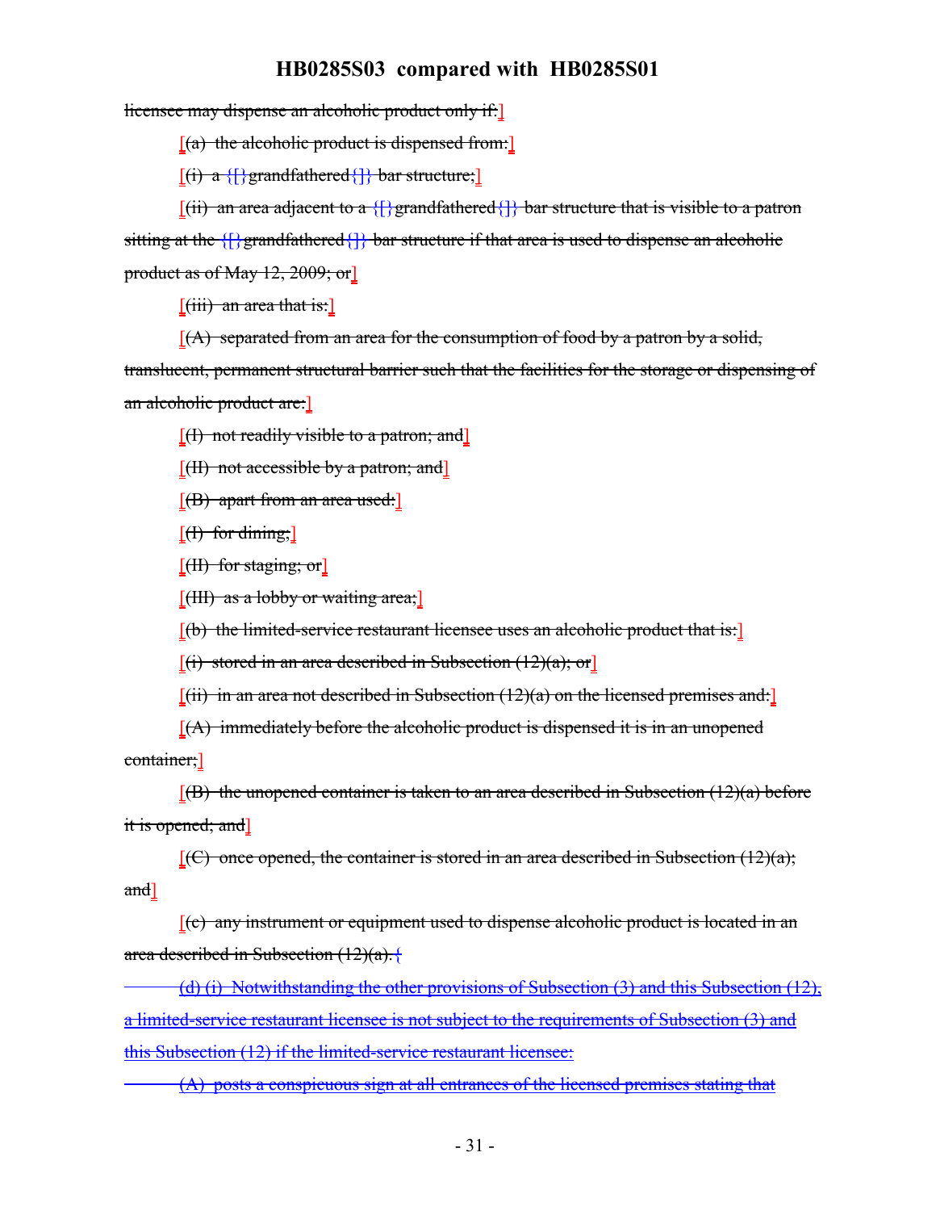licensee may dispense an alcoholic product only if:]

[(a) the alcoholic product is dispensed from:]

[(i) a {[}grandfathered{]} bar structure;]

[(ii) an area adjacent to a {[}grandfathered{]} bar structure that is visible to a patron sitting at the {[}grandfathered{]} bar structure if that area is used to dispense an alcoholic product as of May 12, 2009; or]

[(iii) an area that is:]

[(A) separated from an area for the consumption of food by a patron by a solid, translucent, permanent structural barrier such that the facilities for the storage or dispensing of an alcoholic product are:]

[(I) not readily visible to a patron; and]

[(II) not accessible by a patron; and]

[(B) apart from an area used:]

[(I) for dining;]

[(II) for staging; or]

[(III) as a lobby or waiting area;]

[(b) the limited-service restaurant licensee uses an alcoholic product that is:]

[(i) stored in an area described in Subsection (12)(a); or]

[(ii) in an area not described in Subsection (12)(a) on the licensed premises and:]

[(A) immediately before the alcoholic product is dispensed it is in an unopened container;]

[(B) the unopened container is taken to an area described in Subsection (12)(a) before it is opened; and]

[(C) once opened, the container is stored in an area described in Subsection (12)(a); and]

[(c) any instrument or equipment used to dispense alcoholic product is located in an area described in Subsection (12)(a).{

(d) (i) Notwithstanding the other provisions of Subsection (3) and this Subsection (12), a limited-service restaurant licensee is not subject to the requirements of Subsection (3) and this Subsection (12) if the limited-service restaurant licensee:

(A) posts a conspicuous sign at all entrances of the licensed premises stating that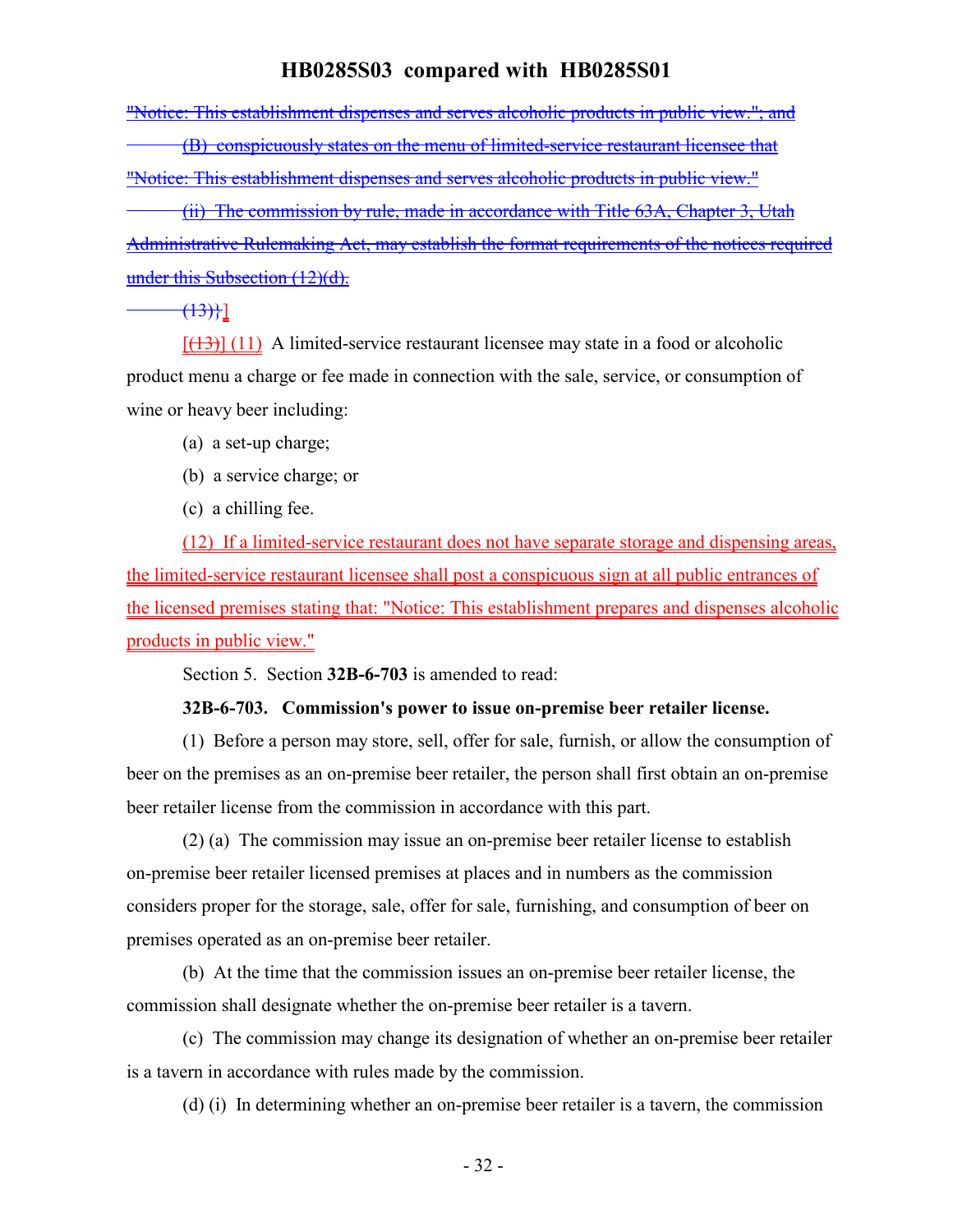"Notice: This establishment dispenses and serves alcoholic products in public view."; and

(B) conspicuously states on the menu of limited-service restaurant licensee that "Notice: This establishment dispenses and serves alcoholic products in public view."

(ii) The commission by rule, made in accordance with Title 63A, Chapter 3, Utah Administrative Rulemaking Act, may establish the format requirements of the notices required under this Subsection (12)(d).

(13)}]

[(13)] (11) A limited-service restaurant licensee may state in a food or alcoholic product menu a charge or fee made in connection with the sale, service, or consumption of wine or heavy beer including:

(a) a set-up charge;

(b) a service charge; or

(c) a chilling fee.

(12) If a limited-service restaurant does not have separate storage and dispensing areas, the limited-service restaurant licensee shall post a conspicuous sign at all public entrances of the licensed premises stating that: "Notice: This establishment prepares and dispenses alcoholic products in public view."

Section 5. Section **32B-6-703** is amended to read:

**32B-6-703. Commission's power to issue on-premise beer retailer license.**

(1) Before a person may store, sell, offer for sale, furnish, or allow the consumption of beer on the premises as an on-premise beer retailer, the person shall first obtain an on-premise beer retailer license from the commission in accordance with this part.

(2) (a) The commission may issue an on-premise beer retailer license to establish on-premise beer retailer licensed premises at places and in numbers as the commission considers proper for the storage, sale, offer for sale, furnishing, and consumption of beer on premises operated as an on-premise beer retailer.

(b) At the time that the commission issues an on-premise beer retailer license, the commission shall designate whether the on-premise beer retailer is a tavern.

(c) The commission may change its designation of whether an on-premise beer retailer is a tavern in accordance with rules made by the commission.

(d) (i) In determining whether an on-premise beer retailer is a tavern, the commission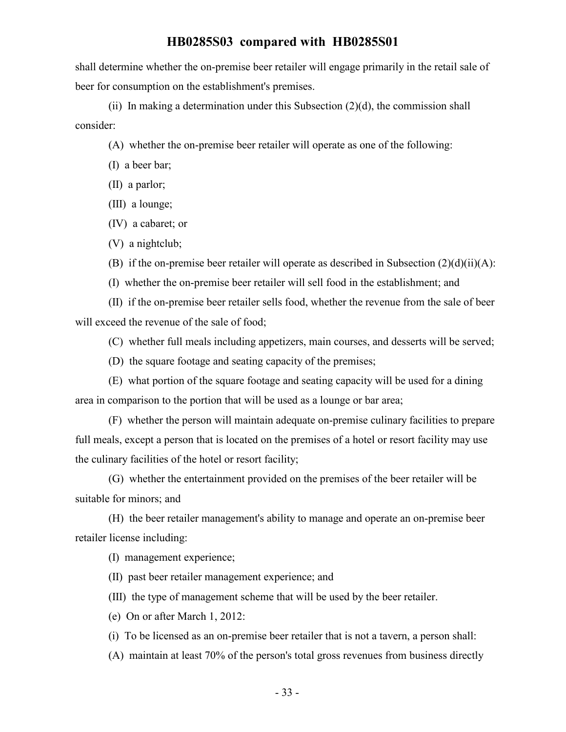shall determine whether the on-premise beer retailer will engage primarily in the retail sale of beer for consumption on the establishment's premises.

(ii) In making a determination under this Subsection (2)(d), the commission shall consider:

(A) whether the on-premise beer retailer will operate as one of the following:

(I) a beer bar;

(II) a parlor;

(III) a lounge;

(IV) a cabaret; or

(V) a nightclub;

(B) if the on-premise beer retailer will operate as described in Subsection (2)(d)(ii)(A):

(I) whether the on-premise beer retailer will sell food in the establishment; and

(II) if the on-premise beer retailer sells food, whether the revenue from the sale of beer will exceed the revenue of the sale of food;

(C) whether full meals including appetizers, main courses, and desserts will be served;

(D) the square footage and seating capacity of the premises;

(E) what portion of the square footage and seating capacity will be used for a dining area in comparison to the portion that will be used as a lounge or bar area;

(F) whether the person will maintain adequate on-premise culinary facilities to prepare full meals, except a person that is located on the premises of a hotel or resort facility may use the culinary facilities of the hotel or resort facility;

(G) whether the entertainment provided on the premises of the beer retailer will be suitable for minors; and

(H) the beer retailer management's ability to manage and operate an on-premise beer retailer license including:

(I) management experience;

(II) past beer retailer management experience; and

(III) the type of management scheme that will be used by the beer retailer.

(e) On or after March 1, 2012:

(i) To be licensed as an on-premise beer retailer that is not a tavern, a person shall:

(A) maintain at least 70% of the person's total gross revenues from business directly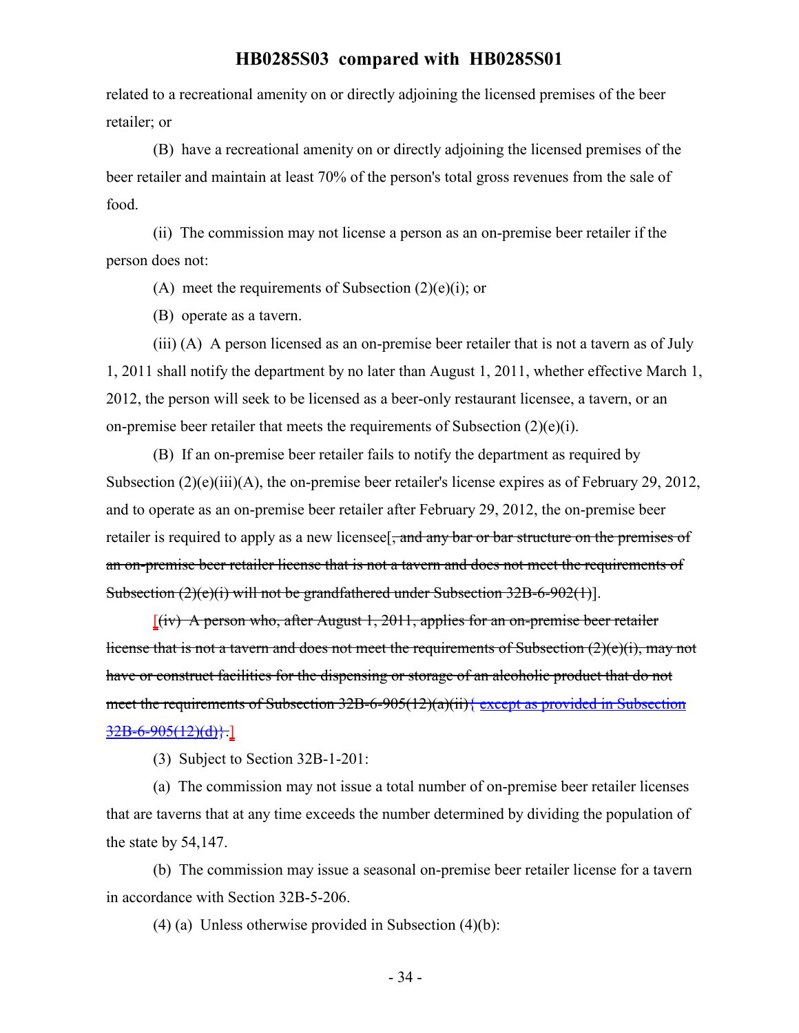related to a recreational amenity on or directly adjoining the licensed premises of the beer retailer; or

(B) have a recreational amenity on or directly adjoining the licensed premises of the beer retailer and maintain at least 70% of the person's total gross revenues from the sale of food.

(ii) The commission may not license a person as an on-premise beer retailer if the person does not:

(A) meet the requirements of Subsection (2)(e)(i); or

(B) operate as a tavern.

(iii) (A) A person licensed as an on-premise beer retailer that is not a tavern as of July 1, 2011 shall notify the department by no later than August 1, 2011, whether effective March 1, 2012, the person will seek to be licensed as a beer-only restaurant licensee, a tavern, or an on-premise beer retailer that meets the requirements of Subsection (2)(e)(i).

(B) If an on-premise beer retailer fails to notify the department as required by Subsection (2)(e)(iii)(A), the on-premise beer retailer's license expires as of February 29, 2012, and to operate as an on-premise beer retailer after February 29, 2012, the on-premise beer retailer is required to apply as a new licensee[~~, and any bar or bar structure on the premises of an on-premise beer retailer license that is not a tavern and does not meet the requirements of Subsection (2)(e)(i) will not be grandfathered under Subsection 32B-6-902(1)~~].

[~~(iv) A person who, after August 1, 2011, applies for an on-premise beer retailer license that is not a tavern and does not meet the requirements of Subsection (2)(e)(i), may not have or construct facilities for the dispensing or storage of an alcoholic product that do not meet the requirements of Subsection 32B-6-905(12)(a)(ii){ except as provided in Subsection 32B-6-905(12)(d)}.~~]

(3) Subject to Section 32B-1-201:

(a) The commission may not issue a total number of on-premise beer retailer licenses that are taverns that at any time exceeds the number determined by dividing the population of the state by 54,147.

(b) The commission may issue a seasonal on-premise beer retailer license for a tavern in accordance with Section 32B-5-206.

(4) (a) Unless otherwise provided in Subsection (4)(b):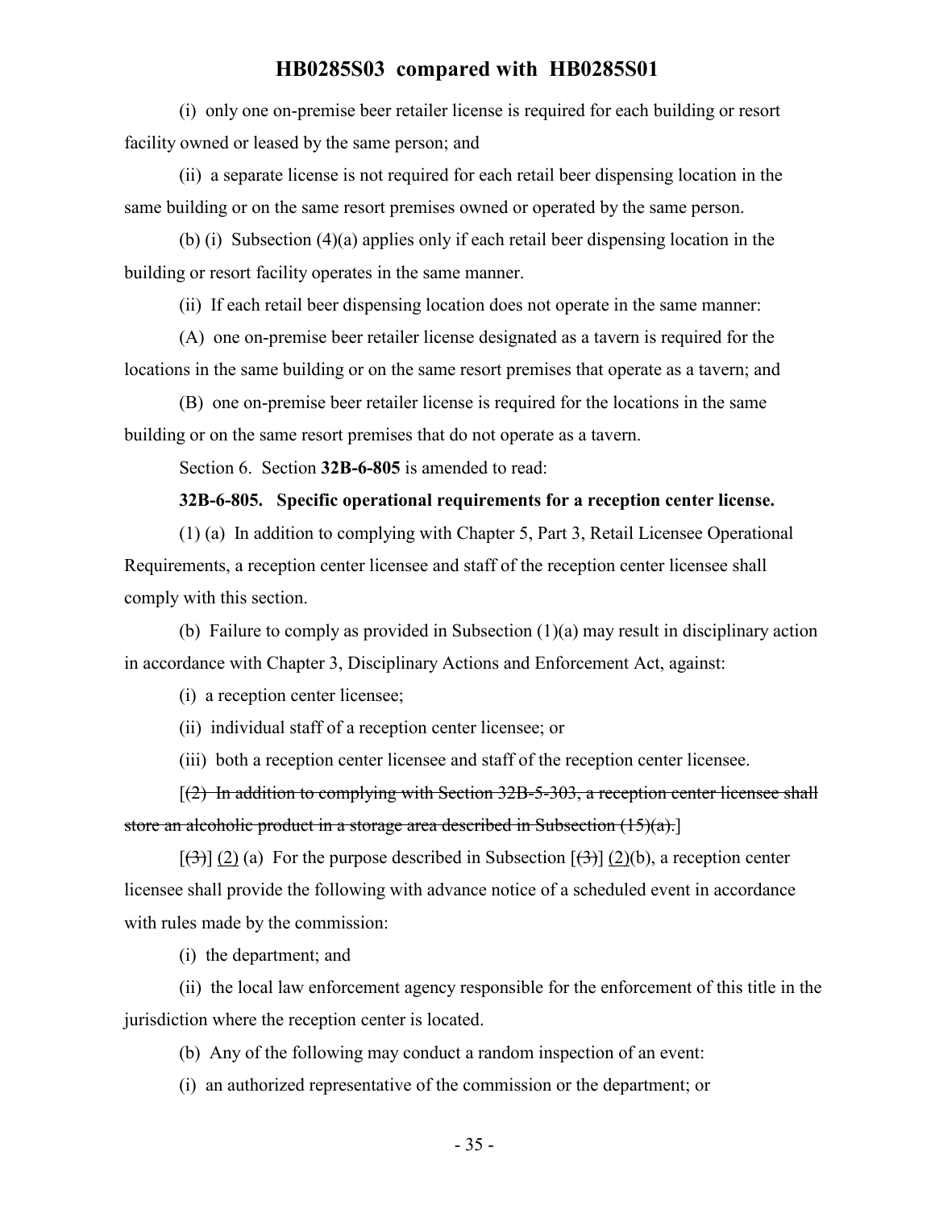(i) only one on-premise beer retailer license is required for each building or resort facility owned or leased by the same person; and

(ii) a separate license is not required for each retail beer dispensing location in the same building or on the same resort premises owned or operated by the same person.

(b) (i) Subsection (4)(a) applies only if each retail beer dispensing location in the building or resort facility operates in the same manner.

(ii) If each retail beer dispensing location does not operate in the same manner:

(A) one on-premise beer retailer license designated as a tavern is required for the locations in the same building or on the same resort premises that operate as a tavern; and

(B) one on-premise beer retailer license is required for the locations in the same building or on the same resort premises that do not operate as a tavern.

Section 6. Section **32B-6-805** is amended to read:

**32B-6-805. Specific operational requirements for a reception center license.**

(1) (a) In addition to complying with Chapter 5, Part 3, Retail Licensee Operational Requirements, a reception center licensee and staff of the reception center licensee shall comply with this section.

(b) Failure to comply as provided in Subsection (1)(a) may result in disciplinary action in accordance with Chapter 3, Disciplinary Actions and Enforcement Act, against:

(i) a reception center licensee;

(ii) individual staff of a reception center licensee; or

(iii) both a reception center licensee and staff of the reception center licensee.

[~~(2) In addition to complying with Section 32B-5-303, a reception center licensee shall store an alcoholic product in a storage area described in Subsection (15)(a).~~]

[~~(3)~~] (2) (a) For the purpose described in Subsection [~~(3)~~] (2)(b), a reception center licensee shall provide the following with advance notice of a scheduled event in accordance with rules made by the commission:

(i) the department; and

(ii) the local law enforcement agency responsible for the enforcement of this title in the jurisdiction where the reception center is located.

(b) Any of the following may conduct a random inspection of an event:

(i) an authorized representative of the commission or the department; or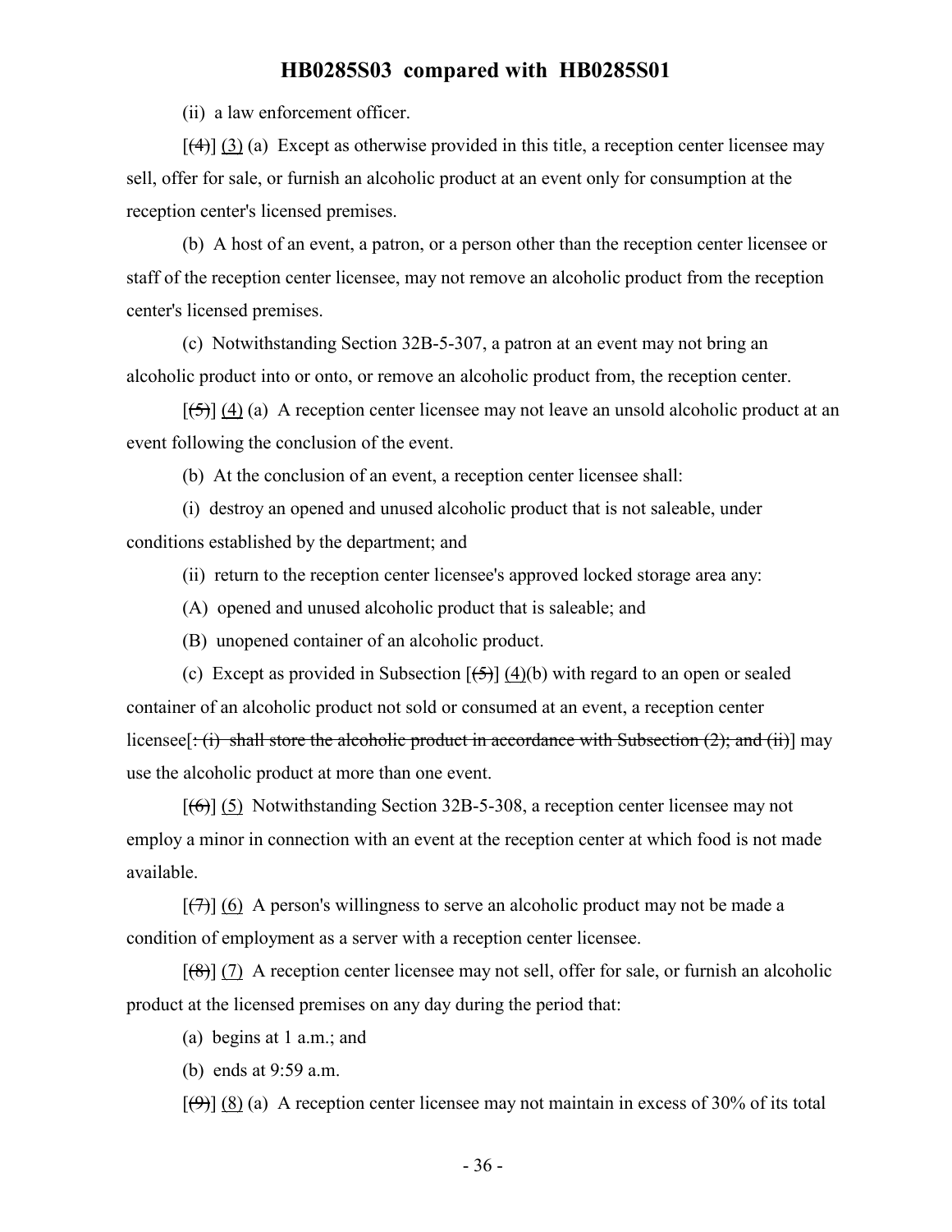(ii) a law enforcement officer.

[(4)] (3) (a) Except as otherwise provided in this title, a reception center licensee may sell, offer for sale, or furnish an alcoholic product at an event only for consumption at the reception center's licensed premises.

(b) A host of an event, a patron, or a person other than the reception center licensee or staff of the reception center licensee, may not remove an alcoholic product from the reception center's licensed premises.

(c) Notwithstanding Section 32B-5-307, a patron at an event may not bring an alcoholic product into or onto, or remove an alcoholic product from, the reception center.

[(5)] (4) (a) A reception center licensee may not leave an unsold alcoholic product at an event following the conclusion of the event.

(b) At the conclusion of an event, a reception center licensee shall:

(i) destroy an opened and unused alcoholic product that is not saleable, under conditions established by the department; and

(ii) return to the reception center licensee's approved locked storage area any:

(A) opened and unused alcoholic product that is saleable; and

(B) unopened container of an alcoholic product.

(c) Except as provided in Subsection [(5)] (4)(b) with regard to an open or sealed container of an alcoholic product not sold or consumed at an event, a reception center licensee[: (i) shall store the alcoholic product in accordance with Subsection (2); and (ii)] may use the alcoholic product at more than one event.

[(6)] (5) Notwithstanding Section 32B-5-308, a reception center licensee may not employ a minor in connection with an event at the reception center at which food is not made available.

[(7)] (6) A person's willingness to serve an alcoholic product may not be made a condition of employment as a server with a reception center licensee.

[(8)] (7) A reception center licensee may not sell, offer for sale, or furnish an alcoholic product at the licensed premises on any day during the period that:

(a) begins at 1 a.m.; and

(b) ends at 9:59 a.m.

[(9)] (8) (a) A reception center licensee may not maintain in excess of 30% of its total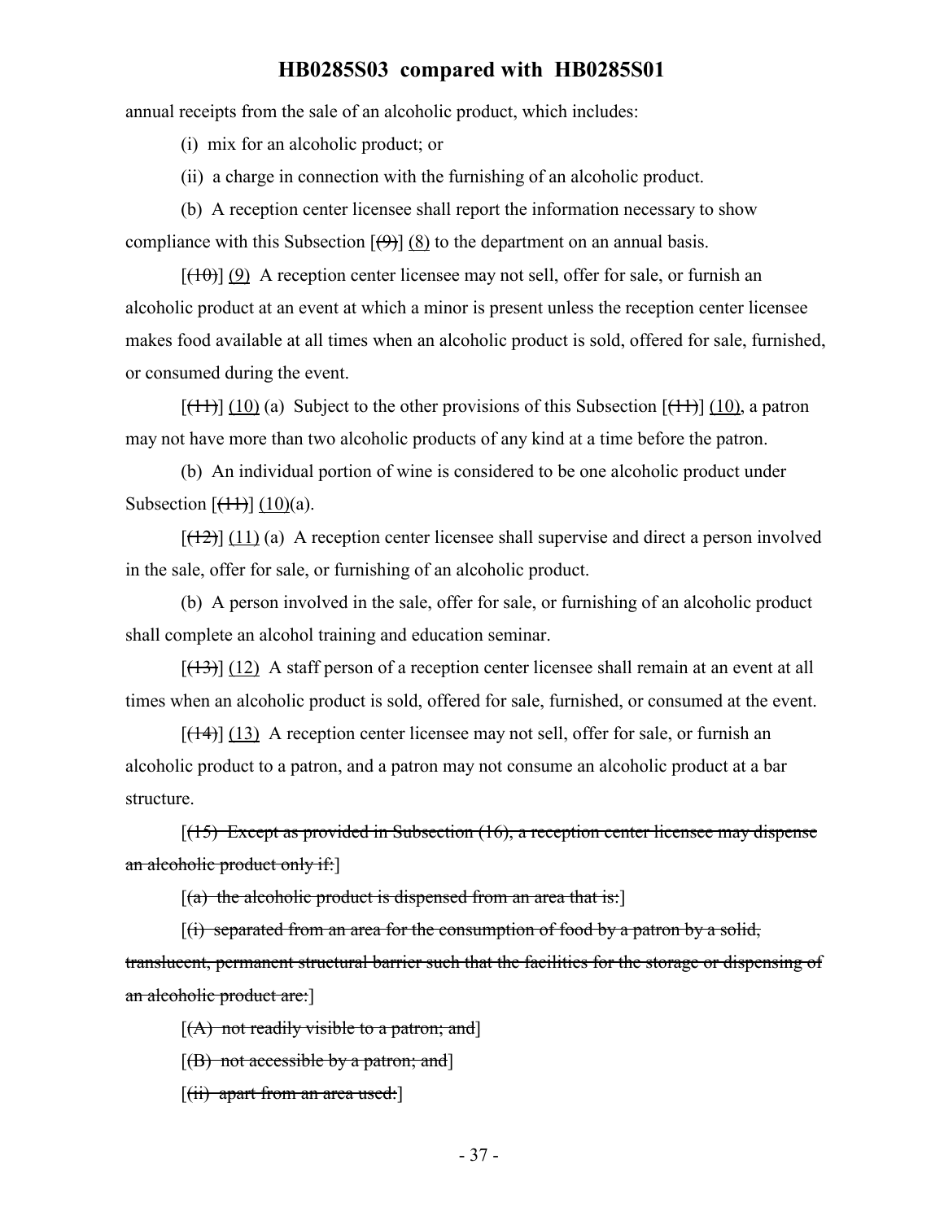annual receipts from the sale of an alcoholic product, which includes:

(i) mix for an alcoholic product; or

(ii) a charge in connection with the furnishing of an alcoholic product.

(b) A reception center licensee shall report the information necessary to show compliance with this Subsection [~~(9)~~] (8) to the department on an annual basis.

[~~(10)~~] (9) A reception center licensee may not sell, offer for sale, or furnish an alcoholic product at an event at which a minor is present unless the reception center licensee makes food available at all times when an alcoholic product is sold, offered for sale, furnished, or consumed during the event.

[~~(11)~~] (10) (a) Subject to the other provisions of this Subsection [~~(11)~~] (10), a patron may not have more than two alcoholic products of any kind at a time before the patron.

(b) An individual portion of wine is considered to be one alcoholic product under Subsection [~~(11)~~] (10)(a).

[~~(12)~~] (11) (a) A reception center licensee shall supervise and direct a person involved in the sale, offer for sale, or furnishing of an alcoholic product.

(b) A person involved in the sale, offer for sale, or furnishing of an alcoholic product shall complete an alcohol training and education seminar.

[~~(13)~~] (12) A staff person of a reception center licensee shall remain at an event at all times when an alcoholic product is sold, offered for sale, furnished, or consumed at the event.

[~~(14)~~] (13) A reception center licensee may not sell, offer for sale, or furnish an alcoholic product to a patron, and a patron may not consume an alcoholic product at a bar structure.

[~~(15) Except as provided in Subsection (16), a reception center licensee may dispense an alcoholic product only if:~~]

[~~(a) the alcoholic product is dispensed from an area that is:~~]

[~~(i) separated from an area for the consumption of food by a patron by a solid, translucent, permanent structural barrier such that the facilities for the storage or dispensing of an alcoholic product are:~~]

[~~(A) not readily visible to a patron; and~~]

[~~(B) not accessible by a patron; and~~]

[~~(ii) apart from an area used:~~]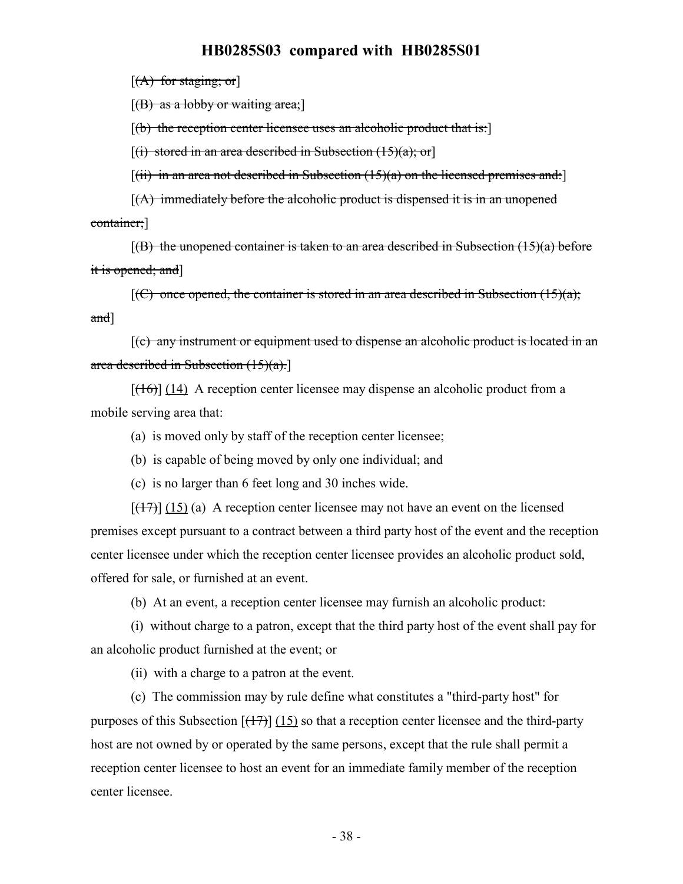[~~(A) for staging; or~~]

[~~(B) as a lobby or waiting area;~~]

[~~(b) the reception center licensee uses an alcoholic product that is:~~]

[~~(i) stored in an area described in Subsection (15)(a); or~~]

[~~(ii) in an area not described in Subsection (15)(a) on the licensed premises and:~~]

[~~(A) immediately before the alcoholic product is dispensed it is in an unopened container;~~]

[~~(B) the unopened container is taken to an area described in Subsection (15)(a) before it is opened; and~~]

[~~(C) once opened, the container is stored in an area described in Subsection (15)(a); and~~]

[~~(c) any instrument or equipment used to dispense an alcoholic product is located in an area described in Subsection (15)(a).~~]

[~~(16)~~] <u>(14)</u> A reception center licensee may dispense an alcoholic product from a mobile serving area that:

(a) is moved only by staff of the reception center licensee;

(b) is capable of being moved by only one individual; and

(c) is no larger than 6 feet long and 30 inches wide.

[~~(17)~~] <u>(15)</u> (a) A reception center licensee may not have an event on the licensed premises except pursuant to a contract between a third party host of the event and the reception center licensee under which the reception center licensee provides an alcoholic product sold, offered for sale, or furnished at an event.

(b) At an event, a reception center licensee may furnish an alcoholic product:

(i) without charge to a patron, except that the third party host of the event shall pay for an alcoholic product furnished at the event; or

(ii) with a charge to a patron at the event.

(c) The commission may by rule define what constitutes a "third-party host" for purposes of this Subsection [~~(17)~~] <u>(15)</u> so that a reception center licensee and the third-party host are not owned by or operated by the same persons, except that the rule shall permit a reception center licensee to host an event for an immediate family member of the reception center licensee.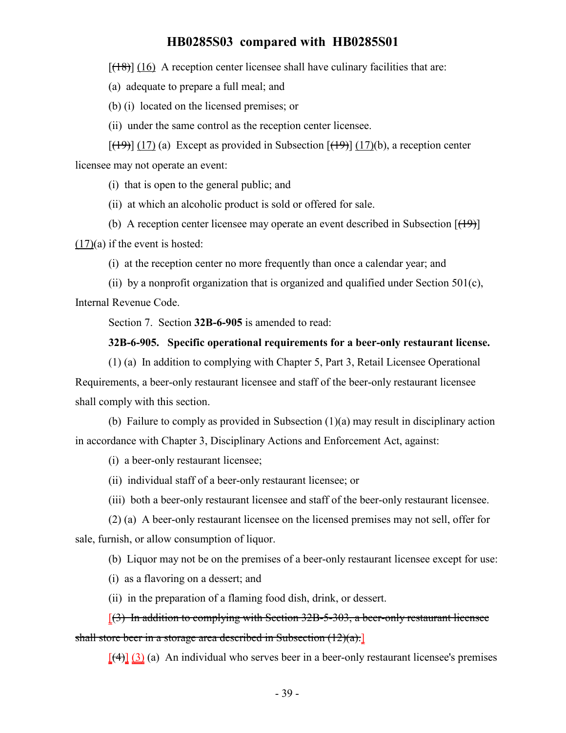[(18)] (16) A reception center licensee shall have culinary facilities that are:

(a) adequate to prepare a full meal; and

(b) (i) located on the licensed premises; or

(ii) under the same control as the reception center licensee.

[(19)] (17) (a) Except as provided in Subsection [(19)] (17)(b), a reception center licensee may not operate an event:

(i) that is open to the general public; and

(ii) at which an alcoholic product is sold or offered for sale.

(b) A reception center licensee may operate an event described in Subsection [(19)] (17)(a) if the event is hosted:

(i) at the reception center no more frequently than once a calendar year; and

(ii) by a nonprofit organization that is organized and qualified under Section 501(c), Internal Revenue Code.

Section 7. Section **32B-6-905** is amended to read:

**32B-6-905. Specific operational requirements for a beer-only restaurant license.**

(1) (a) In addition to complying with Chapter 5, Part 3, Retail Licensee Operational Requirements, a beer-only restaurant licensee and staff of the beer-only restaurant licensee shall comply with this section.

(b) Failure to comply as provided in Subsection (1)(a) may result in disciplinary action in accordance with Chapter 3, Disciplinary Actions and Enforcement Act, against:

(i) a beer-only restaurant licensee;

(ii) individual staff of a beer-only restaurant licensee; or

(iii) both a beer-only restaurant licensee and staff of the beer-only restaurant licensee.

(2) (a) A beer-only restaurant licensee on the licensed premises may not sell, offer for sale, furnish, or allow consumption of liquor.

(b) Liquor may not be on the premises of a beer-only restaurant licensee except for use:

(i) as a flavoring on a dessert; and

(ii) in the preparation of a flaming food dish, drink, or dessert.

[(3) In addition to complying with Section 32B-5-303, a beer-only restaurant licensee shall store beer in a storage area described in Subsection (12)(a).]

[(4)] (3) (a) An individual who serves beer in a beer-only restaurant licensee's premises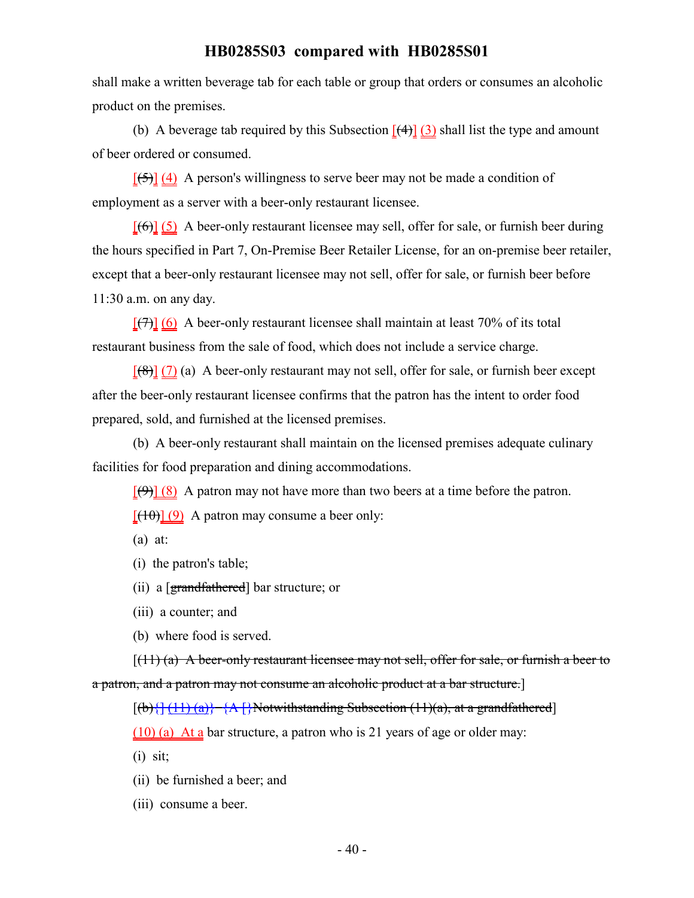shall make a written beverage tab for each table or group that orders or consumes an alcoholic product on the premises.

(b) A beverage tab required by this Subsection [~~(4)~~] (3) shall list the type and amount of beer ordered or consumed.

[~~(5)~~] (4) A person's willingness to serve beer may not be made a condition of employment as a server with a beer-only restaurant licensee.

[~~(6)~~] (5) A beer-only restaurant licensee may sell, offer for sale, or furnish beer during the hours specified in Part 7, On-Premise Beer Retailer License, for an on-premise beer retailer, except that a beer-only restaurant licensee may not sell, offer for sale, or furnish beer before 11:30 a.m. on any day.

[~~(7)~~] (6) A beer-only restaurant licensee shall maintain at least 70% of its total restaurant business from the sale of food, which does not include a service charge.

[~~(8)~~] (7) (a) A beer-only restaurant may not sell, offer for sale, or furnish beer except after the beer-only restaurant licensee confirms that the patron has the intent to order food prepared, sold, and furnished at the licensed premises.

(b) A beer-only restaurant shall maintain on the licensed premises adequate culinary facilities for food preparation and dining accommodations.

[~~(9)~~] (8) A patron may not have more than two beers at a time before the patron.

[~~(10)~~] (9) A patron may consume a beer only:

(a) at:

(i) the patron's table;

(ii) a [~~grandfathered~~] bar structure; or

(iii) a counter; and

(b) where food is served.

[~~(11) (a) A beer-only restaurant licensee may not sell, offer for sale, or furnish a beer to a patron, and a patron may not consume an alcoholic product at a bar structure.~~]

[~~(b)~~{] (11) (a)} {A [}~~Notwithstanding Subsection (11)(a), at a grandfathered~~]

(10) (a) At a bar structure, a patron who is 21 years of age or older may:

(i) sit;

(ii) be furnished a beer; and

(iii) consume a beer.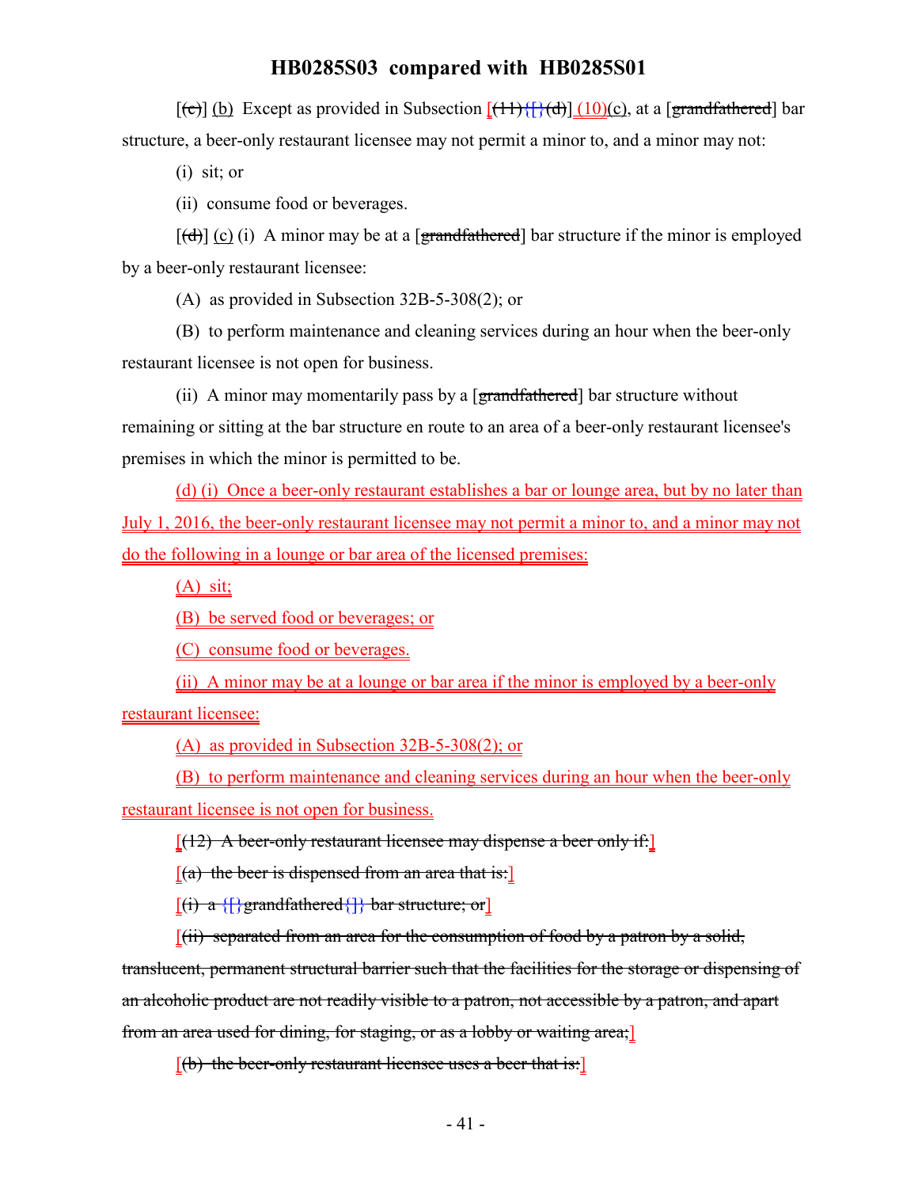[(c)] (b) Except as provided in Subsection [(11){[}(d)] (10)(c), at a [grandfathered] bar structure, a beer-only restaurant licensee may not permit a minor to, and a minor may not:

(i) sit; or

(ii) consume food or beverages.

[(d)] (c) (i) A minor may be at a [grandfathered] bar structure if the minor is employed by a beer-only restaurant licensee:

(A) as provided in Subsection 32B-5-308(2); or

(B) to perform maintenance and cleaning services during an hour when the beer-only restaurant licensee is not open for business.

(ii) A minor may momentarily pass by a [grandfathered] bar structure without remaining or sitting at the bar structure en route to an area of a beer-only restaurant licensee's premises in which the minor is permitted to be.

(d) (i) Once a beer-only restaurant establishes a bar or lounge area, but by no later than July 1, 2016, the beer-only restaurant licensee may not permit a minor to, and a minor may not do the following in a lounge or bar area of the licensed premises:

(A) sit;

(B) be served food or beverages; or

(C) consume food or beverages.

(ii) A minor may be at a lounge or bar area if the minor is employed by a beer-only restaurant licensee:

(A) as provided in Subsection 32B-5-308(2); or

(B) to perform maintenance and cleaning services during an hour when the beer-only restaurant licensee is not open for business.

[(12) A beer-only restaurant licensee may dispense a beer only if:]

[(a) the beer is dispensed from an area that is:]

[(i) a {[}grandfathered{]} bar structure; or]

[(ii) separated from an area for the consumption of food by a patron by a solid, translucent, permanent structural barrier such that the facilities for the storage or dispensing of an alcoholic product are not readily visible to a patron, not accessible by a patron, and apart from an area used for dining, for staging, or as a lobby or waiting area;]

[(b) the beer-only restaurant licensee uses a beer that is:]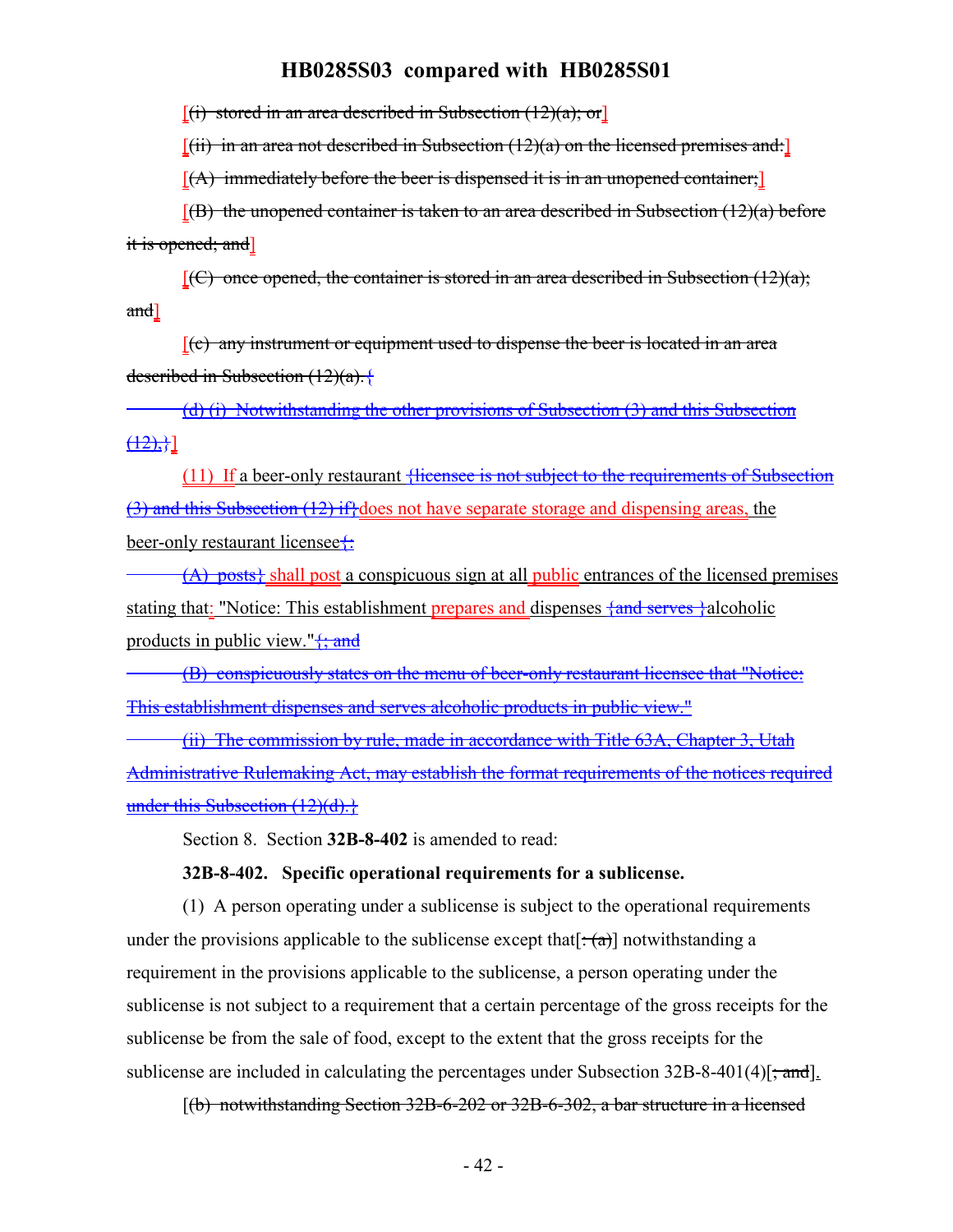[(i) stored in an area described in Subsection (12)(a); or]

[(ii) in an area not described in Subsection (12)(a) on the licensed premises and:]

[(A) immediately before the beer is dispensed it is in an unopened container;]

[(B) the unopened container is taken to an area described in Subsection (12)(a) before it is opened; and]

[(C) once opened, the container is stored in an area described in Subsection (12)(a); and]

[(c) any instrument or equipment used to dispense the beer is located in an area described in Subsection (12)(a).{

(d) (i) Notwithstanding the other provisions of Subsection (3) and this Subsection (12),}]

(11) If a beer-only restaurant {licensee is not subject to the requirements of Subsection (3) and this Subsection (12) if}does not have separate storage and dispensing areas, the beer-only restaurant licensee{:

(A) posts} shall post a conspicuous sign at all public entrances of the licensed premises stating that: "Notice: This establishment prepares and dispenses {and serves }alcoholic products in public view."{; and

(B) conspicuously states on the menu of beer-only restaurant licensee that "Notice: This establishment dispenses and serves alcoholic products in public view."

(ii) The commission by rule, made in accordance with Title 63A, Chapter 3, Utah Administrative Rulemaking Act, may establish the format requirements of the notices required under this Subsection (12)(d).}

Section 8. Section **32B-8-402** is amended to read:

**32B-8-402. Specific operational requirements for a sublicense.**

(1) A person operating under a sublicense is subject to the operational requirements under the provisions applicable to the sublicense except that[: (a)] notwithstanding a requirement in the provisions applicable to the sublicense, a person operating under the sublicense is not subject to a requirement that a certain percentage of the gross receipts for the sublicense be from the sale of food, except to the extent that the gross receipts for the sublicense are included in calculating the percentages under Subsection 32B-8-401(4)[; and].

[(b) notwithstanding Section 32B-6-202 or 32B-6-302, a bar structure in a licensed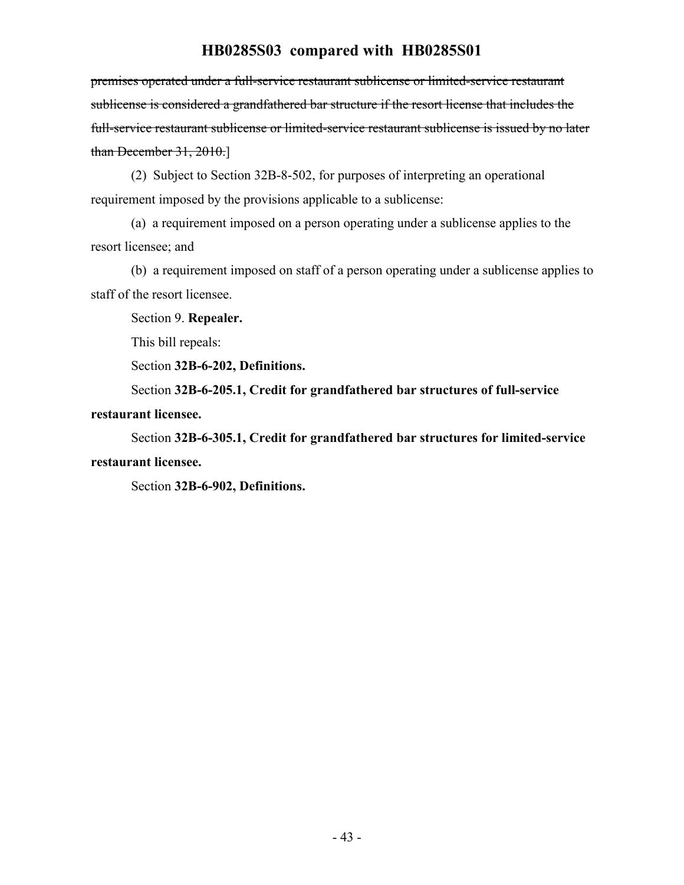~~premises operated under a full-service restaurant sublicense or limited-service restaurant sublicense is considered a grandfathered bar structure if the resort license that includes the full-service restaurant sublicense or limited-service restaurant sublicense is issued by no later than December 31, 2010.~~]

(2) Subject to Section 32B-8-502, for purposes of interpreting an operational requirement imposed by the provisions applicable to a sublicense:

(a) a requirement imposed on a person operating under a sublicense applies to the resort licensee; and

(b) a requirement imposed on staff of a person operating under a sublicense applies to staff of the resort licensee.

Section 9. **Repealer.**

This bill repeals:

Section **32B-6-202, Definitions.**

Section **32B-6-205.1, Credit for grandfathered bar structures of full-service restaurant licensee.**

Section **32B-6-305.1, Credit for grandfathered bar structures for limited-service restaurant licensee.**

Section **32B-6-902, Definitions.**